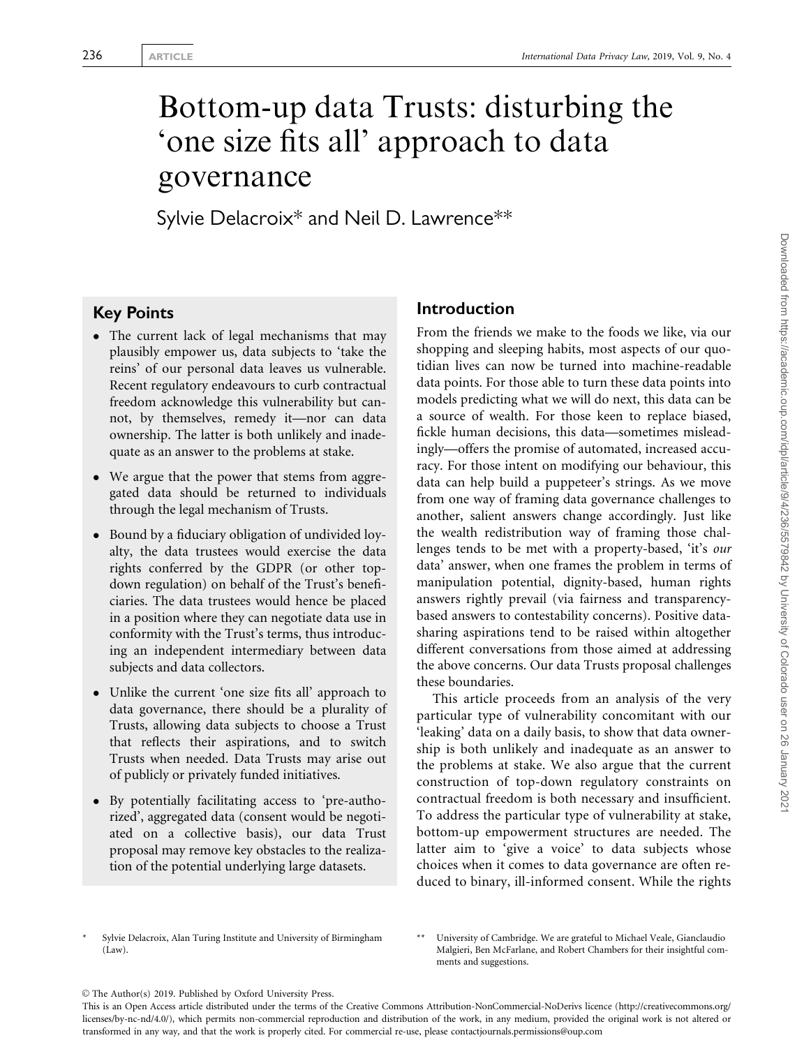# Bottom-up data Trusts: disturbing the 'one size fits all' approach to data governance

Sylvie Delacroix* and Neil D. Lawrence**

## Key Points

- The current lack of legal mechanisms that may plausibly empower us, data subjects to 'take the reins' of our personal data leaves us vulnerable. Recent regulatory endeavours to curb contractual freedom acknowledge this vulnerability but cannot, by themselves, remedy it—nor can data ownership. The latter is both unlikely and inadequate as an answer to the problems at stake.
- We argue that the power that stems from aggregated data should be returned to individuals through the legal mechanism of Trusts.
- Bound by a fiduciary obligation of undivided loyalty, the data trustees would exercise the data rights conferred by the GDPR (or other top-down regulation) on behalf of the Trust's beneficiaries. The data trustees would hence be placed in a position where they can negotiate data use in conformity with the Trust's terms, thus introducing an independent intermediary between data subjects and data collectors.
- Unlike the current 'one size fits all' approach to data governance, there should be a plurality of Trusts, allowing data subjects to choose a Trust that reflects their aspirations, and to switch Trusts when needed. Data Trusts may arise out of publicly or privately funded initiatives.
- By potentially facilitating access to 'pre-authorized', aggregated data (consent would be negotiated on a collective basis), our data Trust proposal may remove key obstacles to the realization of the potential underlying large datasets.

## Introduction

From the friends we make to the foods we like, via our shopping and sleeping habits, most aspects of our quotidian lives can now be turned into machine-readable data points. For those able to turn these data points into models predicting what we will do next, this data can be a source of wealth. For those keen to replace biased, fickle human decisions, this data—sometimes misleadingly—offers the promise of automated, increased accuracy. For those intent on modifying our behaviour, this data can help build a puppeteer's strings. As we move from one way of framing data governance challenges to another, salient answers change accordingly. Just like the wealth redistribution way of framing those challenges tends to be met with a property-based, 'it's *our* data' answer, when one frames the problem in terms of manipulation potential, dignity-based, human rights answers rightly prevail (via fairness and transparency-based answers to contestability concerns). Positive data-sharing aspirations tend to be raised within altogether different conversations from those aimed at addressing the above concerns. Our data Trusts proposal challenges these boundaries.

This article proceeds from an analysis of the very particular type of vulnerability concomitant with our 'leaking' data on a daily basis, to show that data ownership is both unlikely and inadequate as an answer to the problems at stake. We also argue that the current construction of top-down regulatory constraints on contractual freedom is both necessary and insufficient. To address the particular type of vulnerability at stake, bottom-up empowerment structures are needed. The latter aim to 'give a voice' to data subjects whose choices when it comes to data governance are often reduced to binary, ill-informed consent. While the rights

\* Sylvie Delacroix, Alan Turing Institute and University of Birmingham (Law).

\*\* University of Cambridge. We are grateful to Michael Veale, Gianclaudio Malgieri, Ben McFarlane, and Robert Chambers for their insightful comments and suggestions.

© The Author(s) 2019. Published by Oxford University Press.
This is an Open Access article distributed under the terms of the Creative Commons Attribution-NonCommercial-NoDerivs licence (http://creativecommons.org/licenses/by-nc-nd/4.0/), which permits non-commercial reproduction and distribution of the work, in any medium, provided the original work is not altered or transformed in any way, and that the work is properly cited. For commercial re-use, please contactjournals.permissions@oup.com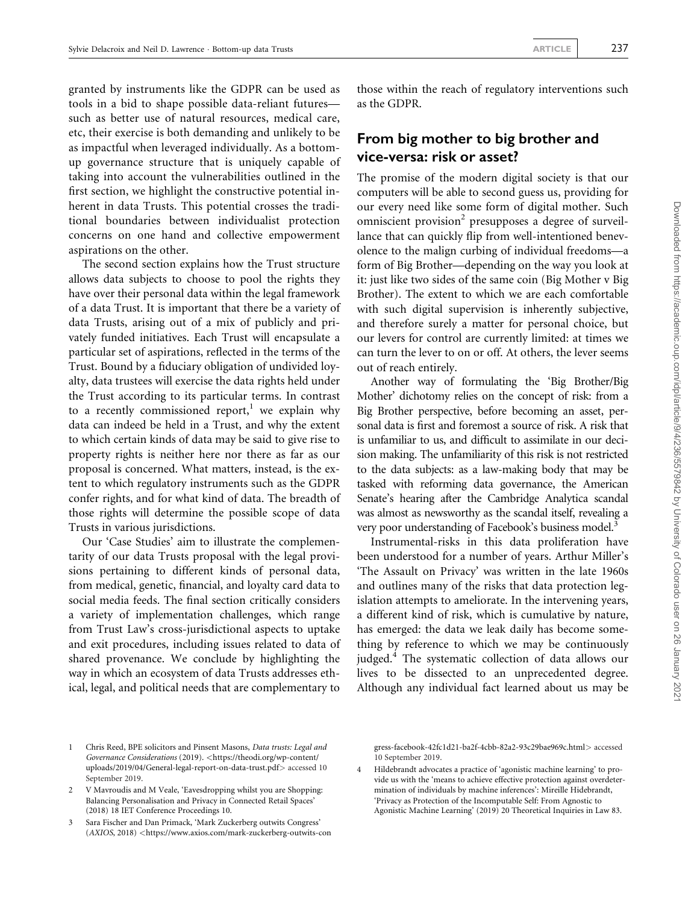granted by instruments like the GDPR can be used as tools in a bid to shape possible data-reliant futures—such as better use of natural resources, medical care, etc, their exercise is both demanding and unlikely to be as impactful when leveraged individually. As a bottom-up governance structure that is uniquely capable of taking into account the vulnerabilities outlined in the first section, we highlight the constructive potential inherent in data Trusts. This potential crosses the traditional boundaries between individualist protection concerns on one hand and collective empowerment aspirations on the other.

The second section explains how the Trust structure allows data subjects to choose to pool the rights they have over their personal data within the legal framework of a data Trust. It is important that there be a variety of data Trusts, arising out of a mix of publicly and privately funded initiatives. Each Trust will encapsulate a particular set of aspirations, reflected in the terms of the Trust. Bound by a fiduciary obligation of undivided loyalty, data trustees will exercise the data rights held under the Trust according to its particular terms. In contrast to a recently commissioned report,[1] we explain why data can indeed be held in a Trust, and why the extent to which certain kinds of data may be said to give rise to property rights is neither here nor there as far as our proposal is concerned. What matters, instead, is the extent to which regulatory instruments such as the GDPR confer rights, and for what kind of data. The breadth of those rights will determine the possible scope of data Trusts in various jurisdictions.

Our 'Case Studies' aim to illustrate the complementarity of our data Trusts proposal with the legal provisions pertaining to different kinds of personal data, from medical, genetic, financial, and loyalty card data to social media feeds. The final section critically considers a variety of implementation challenges, which range from Trust Law's cross-jurisdictional aspects to uptake and exit procedures, including issues related to data of shared provenance. We conclude by highlighting the way in which an ecosystem of data Trusts addresses ethical, legal, and political needs that are complementary to those within the reach of regulatory interventions such as the GDPR.

## From big mother to big brother and vice-versa: risk or asset?

The promise of the modern digital society is that our computers will be able to second guess us, providing for our every need like some form of digital mother. Such omniscient provision[2] presupposes a degree of surveillance that can quickly flip from well-intentioned benevolence to the malign curbing of individual freedoms—a form of Big Brother—depending on the way you look at it: just like two sides of the same coin (Big Mother v Big Brother). The extent to which we are each comfortable with such digital supervision is inherently subjective, and therefore surely a matter for personal choice, but our levers for control are currently limited: at times we can turn the lever to on or off. At others, the lever seems out of reach entirely.

Another way of formulating the 'Big Brother/Big Mother' dichotomy relies on the concept of risk: from a Big Brother perspective, before becoming an asset, personal data is first and foremost a source of risk. A risk that is unfamiliar to us, and difficult to assimilate in our decision making. The unfamiliarity of this risk is not restricted to the data subjects: as a law-making body that may be tasked with reforming data governance, the American Senate's hearing after the Cambridge Analytica scandal was almost as newsworthy as the scandal itself, revealing a very poor understanding of Facebook's business model.[3]

Instrumental-risks in this data proliferation have been understood for a number of years. Arthur Miller's 'The Assault on Privacy' was written in the late 1960s and outlines many of the risks that data protection legislation attempts to ameliorate. In the intervening years, a different kind of risk, which is cumulative by nature, has emerged: the data we leak daily has become something by reference to which we may be continuously judged.[4] The systematic collection of data allows our lives to be dissected to an unprecedented degree. Although any individual fact learned about us may be

---

1 Chris Reed, BPE solicitors and Pinsent Masons, *Data trusts: Legal and Governance Considerations* (2019). <https://theodi.org/wp-content/uploads/2019/04/General-legal-report-on-data-trust.pdf> accessed 10 September 2019.

2 V Mavroudis and M Veale, 'Eavesdropping whilst you are Shopping: Balancing Personalisation and Privacy in Connected Retail Spaces' (2018) 18 IET Conference Proceedings 10.

3 Sara Fischer and Dan Primack, 'Mark Zuckerberg outwits Congress' (*AXIOS*, 2018) <https://www.axios.com/mark-zuckerberg-outwits-congress-facebook-42fc1d21-ba2f-4cbb-82a2-93c29bae969c.html> accessed 10 September 2019.

4 Hildebrandt advocates a practice of 'agonistic machine learning' to provide us with the 'means to achieve effective protection against overdetermination of individuals by machine inferences': Mireille Hidebrandt, 'Privacy as Protection of the Incomputable Self: From Agnostic to Agonistic Machine Learning' (2019) 20 Theoretical Inquiries in Law 83.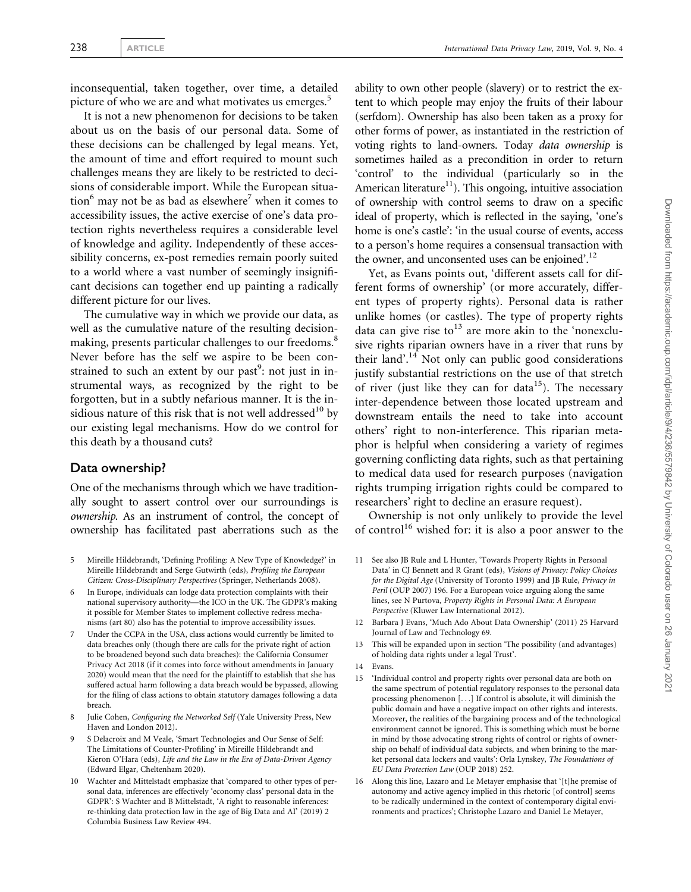inconsequential, taken together, over time, a detailed picture of who we are and what motivates us emerges.[5]

It is not a new phenomenon for decisions to be taken about us on the basis of our personal data. Some of these decisions can be challenged by legal means. Yet, the amount of time and effort required to mount such challenges means they are likely to be restricted to decisions of considerable import. While the European situation[6] may not be as bad as elsewhere[7] when it comes to accessibility issues, the active exercise of one's data protection rights nevertheless requires a considerable level of knowledge and agility. Independently of these accessibility concerns, ex-post remedies remain poorly suited to a world where a vast number of seemingly insignificant decisions can together end up painting a radically different picture for our lives.

The cumulative way in which we provide our data, as well as the cumulative nature of the resulting decision-making, presents particular challenges to our freedoms.[8] Never before has the self we aspire to be been constrained to such an extent by our past[9]: not just in instrumental ways, as recognized by the right to be forgotten, but in a subtly nefarious manner. It is the insidious nature of this risk that is not well addressed[10] by our existing legal mechanisms. How do we control for this death by a thousand cuts?

## Data ownership?

One of the mechanisms through which we have traditionally sought to assert control over our surroundings is *ownership*. As an instrument of control, the concept of ownership has facilitated past aberrations such as the ability to own other people (slavery) or to restrict the extent to which people may enjoy the fruits of their labour (serfdom). Ownership has also been taken as a proxy for other forms of power, as instantiated in the restriction of voting rights to land-owners. Today *data ownership* is sometimes hailed as a precondition in order to return 'control' to the individual (particularly so in the American literature[11]). This ongoing, intuitive association of ownership with control seems to draw on a specific ideal of property, which is reflected in the saying, 'one's home is one's castle': 'in the usual course of events, access to a person's home requires a consensual transaction with the owner, and unconsented uses can be enjoined'.[12]

Yet, as Evans points out, 'different assets call for different forms of ownership' (or more accurately, different types of property rights). Personal data is rather unlike homes (or castles). The type of property rights data can give rise to[13] are more akin to the 'nonexclusive rights riparian owners have in a river that runs by their land'.[14] Not only can public good considerations justify substantial restrictions on the use of that stretch of river (just like they can for data[15]). The necessary inter-dependence between those located upstream and downstream entails the need to take into account others' right to non-interference. This riparian metaphor is helpful when considering a variety of regimes governing conflicting data rights, such as that pertaining to medical data used for research purposes (navigation rights trumping irrigation rights could be compared to researchers' right to decline an erasure request).

Ownership is not only unlikely to provide the level of control[16] wished for: it is also a poor answer to the

---

5 Mireille Hildebrandt, 'Defining Profiling: A New Type of Knowledge?' in Mireille Hildebrandt and Serge Gutwirth (eds), *Profiling the European Citizen: Cross-Disciplinary Perspectives* (Springer, Netherlands 2008).

6 In Europe, individuals can lodge data protection complaints with their national supervisory authority—the ICO in the UK. The GDPR's making it possible for Member States to implement collective redress mechanisms (art 80) also has the potential to improve accessibility issues.

7 Under the CCPA in the USA, class actions would currently be limited to data breaches only (though there are calls for the private right of action to be broadened beyond such data breaches): the California Consumer Privacy Act 2018 (if it comes into force without amendments in January 2020) would mean that the need for the plaintiff to establish that she has suffered actual harm following a data breach would be bypassed, allowing for the filing of class actions to obtain statutory damages following a data breach.

8 Julie Cohen, *Configuring the Networked Self* (Yale University Press, New Haven and London 2012).

9 S Delacroix and M Veale, 'Smart Technologies and Our Sense of Self: The Limitations of Counter-Profiling' in Mireille Hildebrandt and Kieron O'Hara (eds), *Life and the Law in the Era of Data-Driven Agency* (Edward Elgar, Cheltenham 2020).

10 Wachter and Mittelstadt emphasize that 'compared to other types of personal data, inferences are effectively 'economy class' personal data in the GDPR': S Wachter and B Mittelstadt, 'A right to reasonable inferences: re-thinking data protection law in the age of Big Data and AI' (2019) 2 Columbia Business Law Review 494.

11 See also JB Rule and L Hunter, 'Towards Property Rights in Personal Data' in CJ Bennett and R Grant (eds), *Visions of Privacy: Policy Choices for the Digital Age* (University of Toronto 1999) and JB Rule, *Privacy in Peril* (OUP 2007) 196. For a European voice arguing along the same lines, see N Purtova, *Property Rights in Personal Data: A European Perspective* (Kluwer Law International 2012).

12 Barbara J Evans, 'Much Ado About Data Ownership' (2011) 25 Harvard Journal of Law and Technology 69.

13 This will be expanded upon in section 'The possibility (and advantages) of holding data rights under a legal Trust'.

14 Evans.

15 'Individual control and property rights over personal data are both on the same spectrum of potential regulatory responses to the personal data processing phenomenon [...] If control is absolute, it will diminish the public domain and have a negative impact on other rights and interests. Moreover, the realities of the bargaining process and of the technological environment cannot be ignored. This is something which must be borne in mind by those advocating strong rights of control or rights of ownership on behalf of individual data subjects, and when brining to the market personal data lockers and vaults': Orla Lynskey, *The Foundations of EU Data Protection Law* (OUP 2018) 252.

16 Along this line, Lazaro and Le Metayer emphasise that '[t]he premise of autonomy and active agency implied in this rhetoric [of control] seems to be radically undermined in the context of contemporary digital environments and practices'; Christophe Lazaro and Daniel Le Metayer,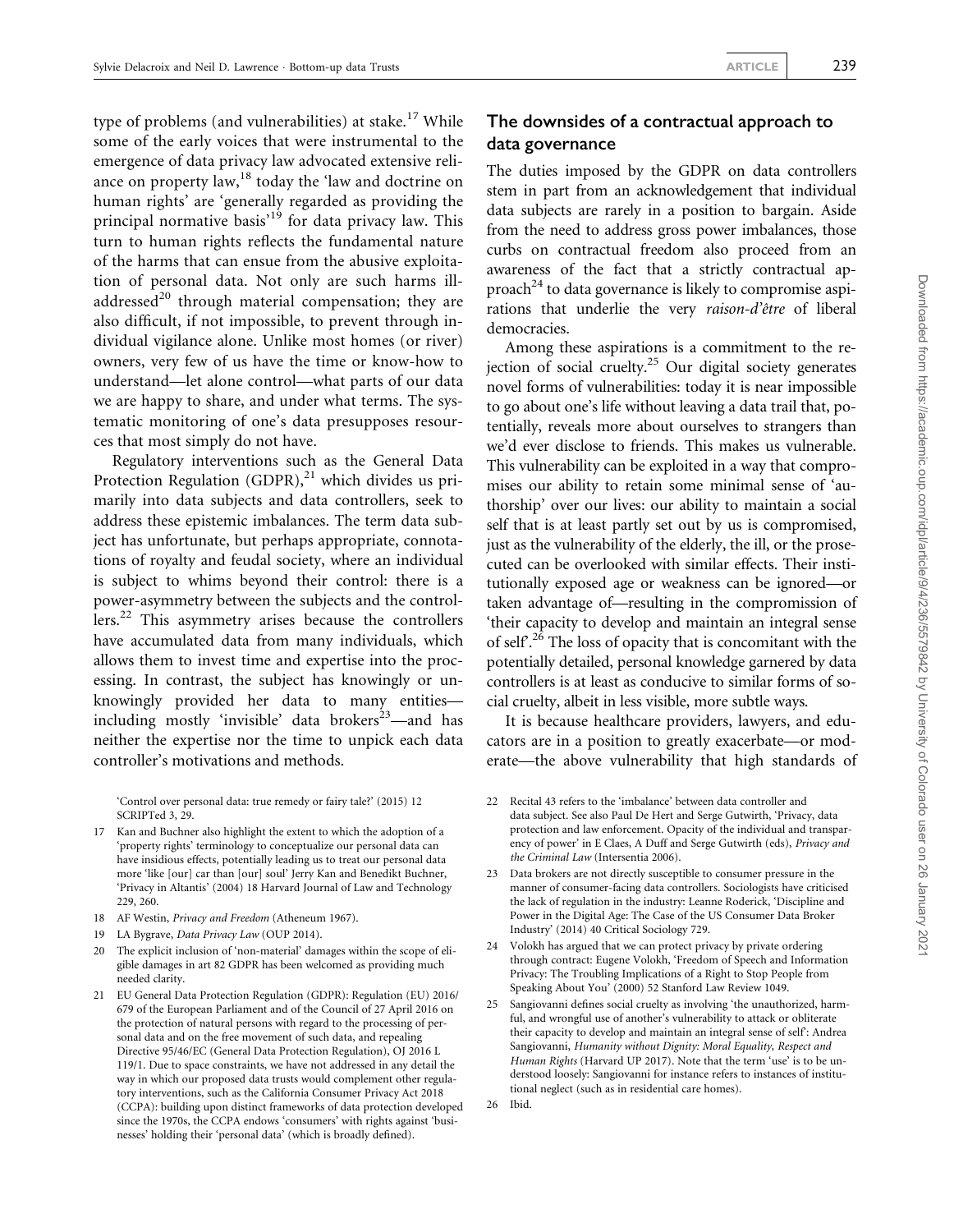type of problems (and vulnerabilities) at stake.[17] While some of the early voices that were instrumental to the emergence of data privacy law advocated extensive reliance on property law,[18] today the 'law and doctrine on human rights' are 'generally regarded as providing the principal normative basis'[19] for data privacy law. This turn to human rights reflects the fundamental nature of the harms that can ensue from the abusive exploitation of personal data. Not only are such harms ill-addressed[20] through material compensation; they are also difficult, if not impossible, to prevent through individual vigilance alone. Unlike most homes (or river) owners, very few of us have the time or know-how to understand—let alone control—what parts of our data we are happy to share, and under what terms. The systematic monitoring of one's data presupposes resources that most simply do not have.

Regulatory interventions such as the General Data Protection Regulation (GDPR),[21] which divides us primarily into data subjects and data controllers, seek to address these epistemic imbalances. The term data subject has unfortunate, but perhaps appropriate, connotations of royalty and feudal society, where an individual is subject to whims beyond their control: there is a power-asymmetry between the subjects and the controllers.[22] This asymmetry arises because the controllers have accumulated data from many individuals, which allows them to invest time and expertise into the processing. In contrast, the subject has knowingly or unknowingly provided her data to many entities—including mostly 'invisible' data brokers[23]—and has neither the expertise nor the time to unpick each data controller's motivations and methods.

## The downsides of a contractual approach to data governance

The duties imposed by the GDPR on data controllers stem in part from an acknowledgement that individual data subjects are rarely in a position to bargain. Aside from the need to address gross power imbalances, those curbs on contractual freedom also proceed from an awareness of the fact that a strictly contractual approach[24] to data governance is likely to compromise aspirations that underlie the very *raison-d'être* of liberal democracies.

Among these aspirations is a commitment to the rejection of social cruelty.[25] Our digital society generates novel forms of vulnerabilities: today it is near impossible to go about one's life without leaving a data trail that, potentially, reveals more about ourselves to strangers than we'd ever disclose to friends. This makes us vulnerable. This vulnerability can be exploited in a way that compromises our ability to retain some minimal sense of 'authorship' over our lives: our ability to maintain a social self that is at least partly set out by us is compromised, just as the vulnerability of the elderly, the ill, or the prosecuted can be overlooked with similar effects. Their institutionally exposed age or weakness can be ignored—or taken advantage of—resulting in the compromission of 'their capacity to develop and maintain an integral sense of self'.[26] The loss of opacity that is concomitant with the potentially detailed, personal knowledge garnered by data controllers is at least as conducive to similar forms of social cruelty, albeit in less visible, more subtle ways.

It is because healthcare providers, lawyers, and educators are in a position to greatly exacerbate—or moderate—the above vulnerability that high standards of

---

'Control over personal data: true remedy or fairy tale?' (2015) 12 SCRIPTed 3, 29.

17 Kan and Buchner also highlight the extent to which the adoption of a 'property rights' terminology to conceptualize our personal data can have insidious effects, potentially leading us to treat our personal data more 'like [our] car than [our] soul' Jerry Kan and Benedikt Buchner, 'Privacy in Altantis' (2004) 18 Harvard Journal of Law and Technology 229, 260.

18 AF Westin, *Privacy and Freedom* (Atheneum 1967).

19 LA Bygrave, *Data Privacy Law* (OUP 2014).

20 The explicit inclusion of 'non-material' damages within the scope of eligible damages in art 82 GDPR has been welcomed as providing much needed clarity.

21 EU General Data Protection Regulation (GDPR): Regulation (EU) 2016/679 of the European Parliament and of the Council of 27 April 2016 on the protection of natural persons with regard to the processing of personal data and on the free movement of such data, and repealing Directive 95/46/EC (General Data Protection Regulation), OJ 2016 L 119/1. Due to space constraints, we have not addressed in any detail the way in which our proposed data trusts would complement other regulatory interventions, such as the California Consumer Privacy Act 2018 (CCPA): building upon distinct frameworks of data protection developed since the 1970s, the CCPA endows 'consumers' with rights against 'businesses' holding their 'personal data' (which is broadly defined).

22 Recital 43 refers to the 'imbalance' between data controller and data subject. See also Paul De Hert and Serge Gutwirth, 'Privacy, data protection and law enforcement. Opacity of the individual and transparency of power' in E Claes, A Duff and Serge Gutwirth (eds), *Privacy and the Criminal Law* (Intersentia 2006).

23 Data brokers are not directly susceptible to consumer pressure in the manner of consumer-facing data controllers. Sociologists have criticised the lack of regulation in the industry: Leanne Roderick, 'Discipline and Power in the Digital Age: The Case of the US Consumer Data Broker Industry' (2014) 40 Critical Sociology 729.

24 Volokh has argued that we can protect privacy by private ordering through contract: Eugene Volokh, 'Freedom of Speech and Information Privacy: The Troubling Implications of a Right to Stop People from Speaking About You' (2000) 52 Stanford Law Review 1049.

25 Sangiovanni defines social cruelty as involving 'the unauthorized, harmful, and wrongful use of another's vulnerability to attack or obliterate their capacity to develop and maintain an integral sense of self': Andrea Sangiovanni, *Humanity without Dignity: Moral Equality, Respect and Human Rights* (Harvard UP 2017). Note that the term 'use' is to be understood loosely: Sangiovanni for instance refers to instances of institutional neglect (such as in residential care homes).

26 Ibid.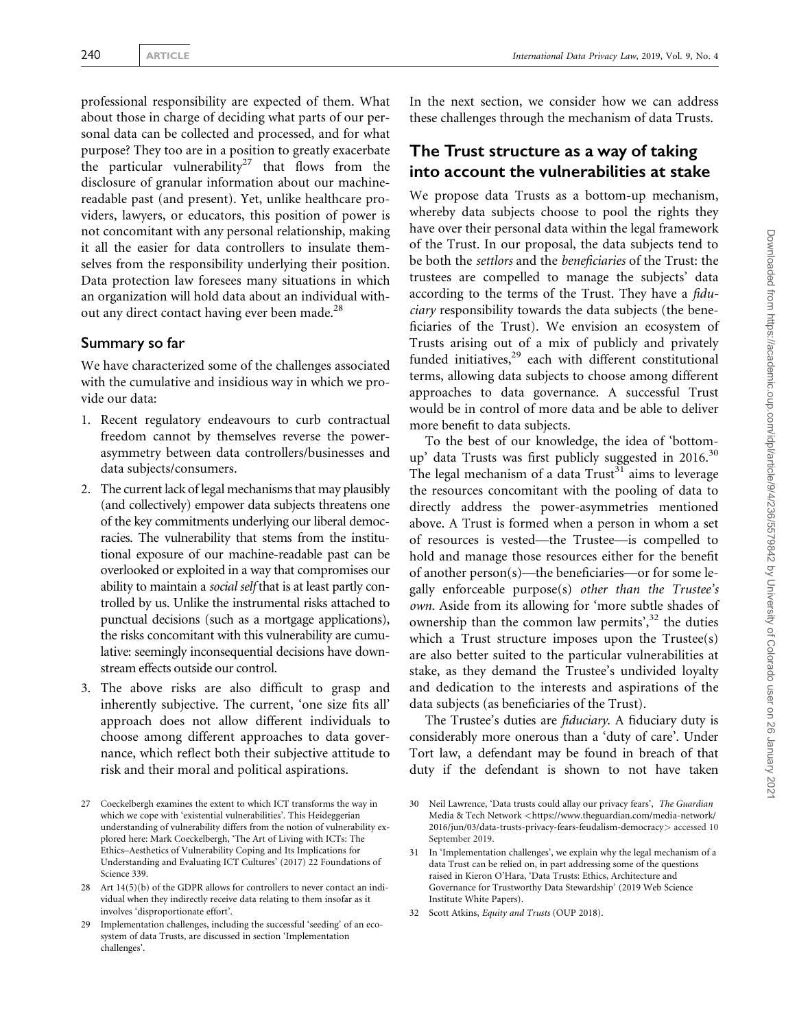professional responsibility are expected of them. What about those in charge of deciding what parts of our personal data can be collected and processed, and for what purpose? They too are in a position to greatly exacerbate the particular vulnerability[27] that flows from the disclosure of granular information about our machine-readable past (and present). Yet, unlike healthcare providers, lawyers, or educators, this position of power is not concomitant with any personal relationship, making it all the easier for data controllers to insulate themselves from the responsibility underlying their position. Data protection law foresees many situations in which an organization will hold data about an individual without any direct contact having ever been made.[28]

### Summary so far

We have characterized some of the challenges associated with the cumulative and insidious way in which we provide our data:

1. Recent regulatory endeavours to curb contractual freedom cannot by themselves reverse the power-asymmetry between data controllers/businesses and data subjects/consumers.
2. The current lack of legal mechanisms that may plausibly (and collectively) empower data subjects threatens one of the key commitments underlying our liberal democracies. The vulnerability that stems from the institutional exposure of our machine-readable past can be overlooked or exploited in a way that compromises our ability to maintain a *social self* that is at least partly controlled by us. Unlike the instrumental risks attached to punctual decisions (such as a mortgage applications), the risks concomitant with this vulnerability are cumulative: seemingly inconsequential decisions have downstream effects outside our control.
3. The above risks are also difficult to grasp and inherently subjective. The current, 'one size fits all' approach does not allow different individuals to choose among different approaches to data governance, which reflect both their subjective attitude to risk and their moral and political aspirations.

In the next section, we consider how we can address these challenges through the mechanism of data Trusts.

## The Trust structure as a way of taking into account the vulnerabilities at stake

We propose data Trusts as a bottom-up mechanism, whereby data subjects choose to pool the rights they have over their personal data within the legal framework of the Trust. In our proposal, the data subjects tend to be both the *settlors* and the *beneficiaries* of the Trust: the trustees are compelled to manage the subjects' data according to the terms of the Trust. They have a *fiduciary* responsibility towards the data subjects (the beneficiaries of the Trust). We envision an ecosystem of Trusts arising out of a mix of publicly and privately funded initiatives,[29] each with different constitutional terms, allowing data subjects to choose among different approaches to data governance. A successful Trust would be in control of more data and be able to deliver more benefit to data subjects.

To the best of our knowledge, the idea of 'bottom-up' data Trusts was first publicly suggested in 2016.[30] The legal mechanism of a data Trust[31] aims to leverage the resources concomitant with the pooling of data to directly address the power-asymmetries mentioned above. A Trust is formed when a person in whom a set of resources is vested—the Trustee—is compelled to hold and manage those resources either for the benefit of another person(s)—the beneficiaries—or for some legally enforceable purpose(s) *other than the Trustee's own*. Aside from its allowing for 'more subtle shades of ownership than the common law permits',[32] the duties which a Trust structure imposes upon the Trustee(s) are also better suited to the particular vulnerabilities at stake, as they demand the Trustee's undivided loyalty and dedication to the interests and aspirations of the data subjects (as beneficiaries of the Trust).

The Trustee's duties are *fiduciary*. A fiduciary duty is considerably more onerous than a 'duty of care'. Under Tort law, a defendant may be found in breach of that duty if the defendant is shown to not have taken

---

27 Coeckelbergh examines the extent to which ICT transforms the way in which we cope with 'existential vulnerabilities'. This Heideggerian understanding of vulnerability differs from the notion of vulnerability explored here: Mark Coeckelbergh, 'The Art of Living with ICTs: The Ethics–Aesthetics of Vulnerability Coping and Its Implications for Understanding and Evaluating ICT Cultures' (2017) 22 Foundations of Science 339.

28 Art 14(5)(b) of the GDPR allows for controllers to never contact an individual when they indirectly receive data relating to them insofar as it involves 'disproportionate effort'.

29 Implementation challenges, including the successful 'seeding' of an ecosystem of data Trusts, are discussed in section 'Implementation challenges'.

30 Neil Lawrence, 'Data trusts could allay our privacy fears', *The Guardian* Media & Tech Network <https://www.theguardian.com/media-network/2016/jun/03/data-trusts-privacy-fears-feudalism-democracy> accessed 10 September 2019.

31 In 'Implementation challenges', we explain why the legal mechanism of a data Trust can be relied on, in part addressing some of the questions raised in Kieron O'Hara, 'Data Trusts: Ethics, Architecture and Governance for Trustworthy Data Stewardship' (2019 Web Science Institute White Papers).

32 Scott Atkins, *Equity and Trusts* (OUP 2018).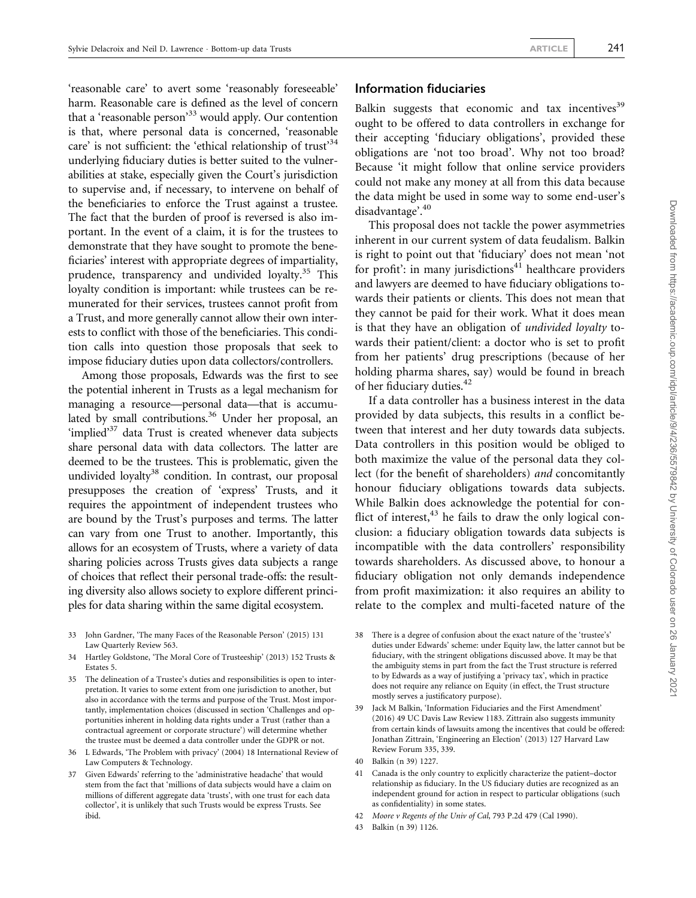'reasonable care' to avert some 'reasonably foreseeable' harm. Reasonable care is defined as the level of concern that a 'reasonable person'[33] would apply. Our contention is that, where personal data is concerned, 'reasonable care' is not sufficient: the 'ethical relationship of trust'[34] underlying fiduciary duties is better suited to the vulnerabilities at stake, especially given the Court's jurisdiction to supervise and, if necessary, to intervene on behalf of the beneficiaries to enforce the Trust against a trustee. The fact that the burden of proof is reversed is also important. In the event of a claim, it is for the trustees to demonstrate that they have sought to promote the beneficiaries' interest with appropriate degrees of impartiality, prudence, transparency and undivided loyalty.[35] This loyalty condition is important: while trustees can be remunerated for their services, trustees cannot profit from a Trust, and more generally cannot allow their own interests to conflict with those of the beneficiaries. This condition calls into question those proposals that seek to impose fiduciary duties upon data collectors/controllers.

Among those proposals, Edwards was the first to see the potential inherent in Trusts as a legal mechanism for managing a resource—personal data—that is accumulated by small contributions.[36] Under her proposal, an 'implied'[37] data Trust is created whenever data subjects share personal data with data collectors. The latter are deemed to be the trustees. This is problematic, given the undivided loyalty[38] condition. In contrast, our proposal presupposes the creation of 'express' Trusts, and it requires the appointment of independent trustees who are bound by the Trust's purposes and terms. The latter can vary from one Trust to another. Importantly, this allows for an ecosystem of Trusts, where a variety of data sharing policies across Trusts gives data subjects a range of choices that reflect their personal trade-offs: the resulting diversity also allows society to explore different principles for data sharing within the same digital ecosystem.

## Information fiduciaries

Balkin suggests that economic and tax incentives[39] ought to be offered to data controllers in exchange for their accepting 'fiduciary obligations', provided these obligations are 'not too broad'. Why not too broad? Because 'it might follow that online service providers could not make any money at all from this data because the data might be used in some way to some end-user's disadvantage'.[40]

This proposal does not tackle the power asymmetries inherent in our current system of data feudalism. Balkin is right to point out that 'fiduciary' does not mean 'not for profit': in many jurisdictions[41] healthcare providers and lawyers are deemed to have fiduciary obligations towards their patients or clients. This does not mean that they cannot be paid for their work. What it does mean is that they have an obligation of *undivided loyalty* towards their patient/client: a doctor who is set to profit from her patients' drug prescriptions (because of her holding pharma shares, say) would be found in breach of her fiduciary duties.[42]

If a data controller has a business interest in the data provided by data subjects, this results in a conflict between that interest and her duty towards data subjects. Data controllers in this position would be obliged to both maximize the value of the personal data they collect (for the benefit of shareholders) *and* concomitantly honour fiduciary obligations towards data subjects. While Balkin does acknowledge the potential for conflict of interest,[43] he fails to draw the only logical conclusion: a fiduciary obligation towards data subjects is incompatible with the data controllers' responsibility towards shareholders. As discussed above, to honour a fiduciary obligation not only demands independence from profit maximization: it also requires an ability to relate to the complex and multi-faceted nature of the

---

33 John Gardner, 'The many Faces of the Reasonable Person' (2015) 131 Law Quarterly Review 563.

34 Hartley Goldstone, 'The Moral Core of Trusteeship' (2013) 152 Trusts & Estates 5.

35 The delineation of a Trustee's duties and responsibilities is open to interpretation. It varies to some extent from one jurisdiction to another, but also in accordance with the terms and purpose of the Trust. Most importantly, implementation choices (discussed in section 'Challenges and opportunities inherent in holding data rights under a Trust (rather than a contractual agreement or corporate structure)' will determine whether the trustee must be deemed a data controller under the GDPR or not.

36 L Edwards, 'The Problem with privacy' (2004) 18 International Review of Law Computers & Technology.

37 Given Edwards' referring to the 'administrative headache' that would stem from the fact that 'millions of data subjects would have a claim on millions of different aggregate data 'trusts', with one trust for each data collector', it is unlikely that such Trusts would be express Trusts. See ibid.

38 There is a degree of confusion about the exact nature of the 'trustee''s' duties under Edwards' scheme: under Equity law, the latter cannot but be fiduciary, with the stringent obligations discussed above. It may be that the ambiguity stems in part from the fact the Trust structure is referred to by Edwards as a way of justifying a 'privacy tax', which in practice does not require any reliance on Equity (in effect, the Trust structure mostly serves a justificatory purpose).

39 Jack M Balkin, 'Information Fiduciaries and the First Amendment' (2016) 49 UC Davis Law Review 1183. Zittrain also suggests immunity from certain kinds of lawsuits among the incentives that could be offered: Jonathan Zittrain, 'Engineering an Election' (2013) 127 Harvard Law Review Forum 335, 339.

40 Balkin (n 39) 1227.

41 Canada is the only country to explicitly characterize the patient–doctor relationship as fiduciary. In the US fiduciary duties are recognized as an independent ground for action in respect to particular obligations (such as confidentiality) in some states.

42 *Moore v Regents of the Univ of Cal*, 793 P.2d 479 (Cal 1990).

43 Balkin (n 39) 1126.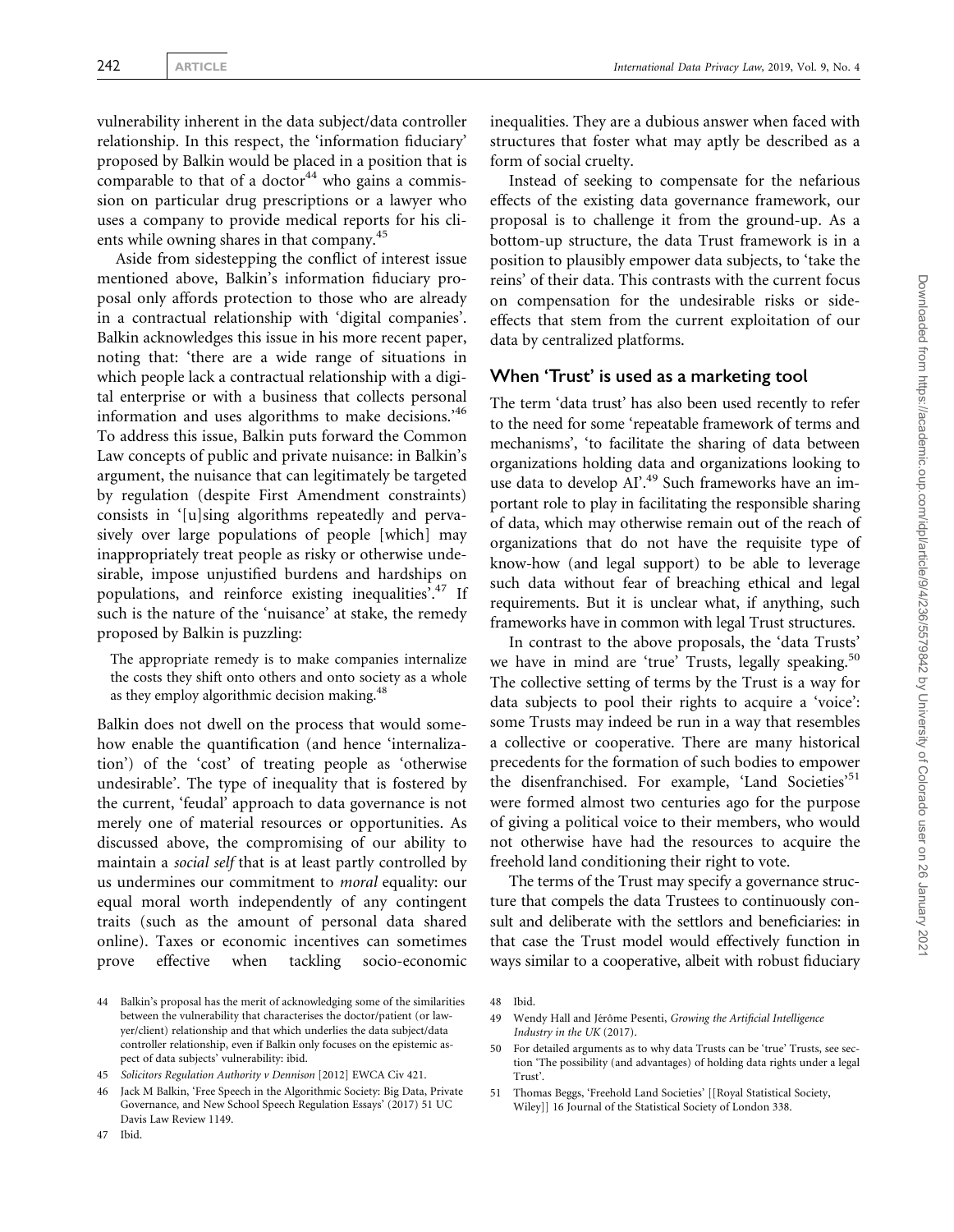vulnerability inherent in the data subject/data controller relationship. In this respect, the 'information fiduciary' proposed by Balkin would be placed in a position that is comparable to that of a doctor[44] who gains a commission on particular drug prescriptions or a lawyer who uses a company to provide medical reports for his clients while owning shares in that company.[45]

Aside from sidestepping the conflict of interest issue mentioned above, Balkin's information fiduciary proposal only affords protection to those who are already in a contractual relationship with 'digital companies'. Balkin acknowledges this issue in his more recent paper, noting that: 'there are a wide range of situations in which people lack a contractual relationship with a digital enterprise or with a business that collects personal information and uses algorithms to make decisions.'[46] To address this issue, Balkin puts forward the Common Law concepts of public and private nuisance: in Balkin's argument, the nuisance that can legitimately be targeted by regulation (despite First Amendment constraints) consists in '[u]sing algorithms repeatedly and pervasively over large populations of people [which] may inappropriately treat people as risky or otherwise undesirable, impose unjustified burdens and hardships on populations, and reinforce existing inequalities'.[47] If such is the nature of the 'nuisance' at stake, the remedy proposed by Balkin is puzzling:

> The appropriate remedy is to make companies internalize the costs they shift onto others and onto society as a whole as they employ algorithmic decision making.[48]

Balkin does not dwell on the process that would somehow enable the quantification (and hence 'internalization') of the 'cost' of treating people as 'otherwise undesirable'. The type of inequality that is fostered by the current, 'feudal' approach to data governance is not merely one of material resources or opportunities. As discussed above, the compromising of our ability to maintain a *social self* that is at least partly controlled by us undermines our commitment to *moral* equality: our equal moral worth independently of any contingent traits (such as the amount of personal data shared online). Taxes or economic incentives can sometimes prove effective when tackling socio-economic inequalities. They are a dubious answer when faced with structures that foster what may aptly be described as a form of social cruelty.

Instead of seeking to compensate for the nefarious effects of the existing data governance framework, our proposal is to challenge it from the ground-up. As a bottom-up structure, the data Trust framework is in a position to plausibly empower data subjects, to 'take the reins' of their data. This contrasts with the current focus on compensation for the undesirable risks or side-effects that stem from the current exploitation of our data by centralized platforms.

## When 'Trust' is used as a marketing tool

The term 'data trust' has also been used recently to refer to the need for some 'repeatable framework of terms and mechanisms', 'to facilitate the sharing of data between organizations holding data and organizations looking to use data to develop AI'.[49] Such frameworks have an important role to play in facilitating the responsible sharing of data, which may otherwise remain out of the reach of organizations that do not have the requisite type of know-how (and legal support) to be able to leverage such data without fear of breaching ethical and legal requirements. But it is unclear what, if anything, such frameworks have in common with legal Trust structures.

In contrast to the above proposals, the 'data Trusts' we have in mind are 'true' Trusts, legally speaking.[50] The collective setting of terms by the Trust is a way for data subjects to pool their rights to acquire a 'voice': some Trusts may indeed be run in a way that resembles a collective or cooperative. There are many historical precedents for the formation of such bodies to empower the disenfranchised. For example, 'Land Societies'[51] were formed almost two centuries ago for the purpose of giving a political voice to their members, who would not otherwise have had the resources to acquire the freehold land conditioning their right to vote.

The terms of the Trust may specify a governance structure that compels the data Trustees to continuously consult and deliberate with the settlors and beneficiaries: in that case the Trust model would effectively function in ways similar to a cooperative, albeit with robust fiduciary

44 Balkin's proposal has the merit of acknowledging some of the similarities between the vulnerability that characterises the doctor/patient (or lawyer/client) relationship and that which underlies the data subject/data controller relationship, even if Balkin only focuses on the epistemic aspect of data subjects' vulnerability: ibid.

45 *Solicitors Regulation Authority v Dennison* [2012] EWCA Civ 421.

46 Jack M Balkin, 'Free Speech in the Algorithmic Society: Big Data, Private Governance, and New School Speech Regulation Essays' (2017) 51 UC Davis Law Review 1149.

47 Ibid.

48 Ibid.

49 Wendy Hall and Jérôme Pesenti, *Growing the Artificial Intelligence Industry in the UK* (2017).

50 For detailed arguments as to why data Trusts can be 'true' Trusts, see section 'The possibility (and advantages) of holding data rights under a legal Trust'.

51 Thomas Beggs, 'Freehold Land Societies' [[Royal Statistical Society, Wiley]] 16 Journal of the Statistical Society of London 338.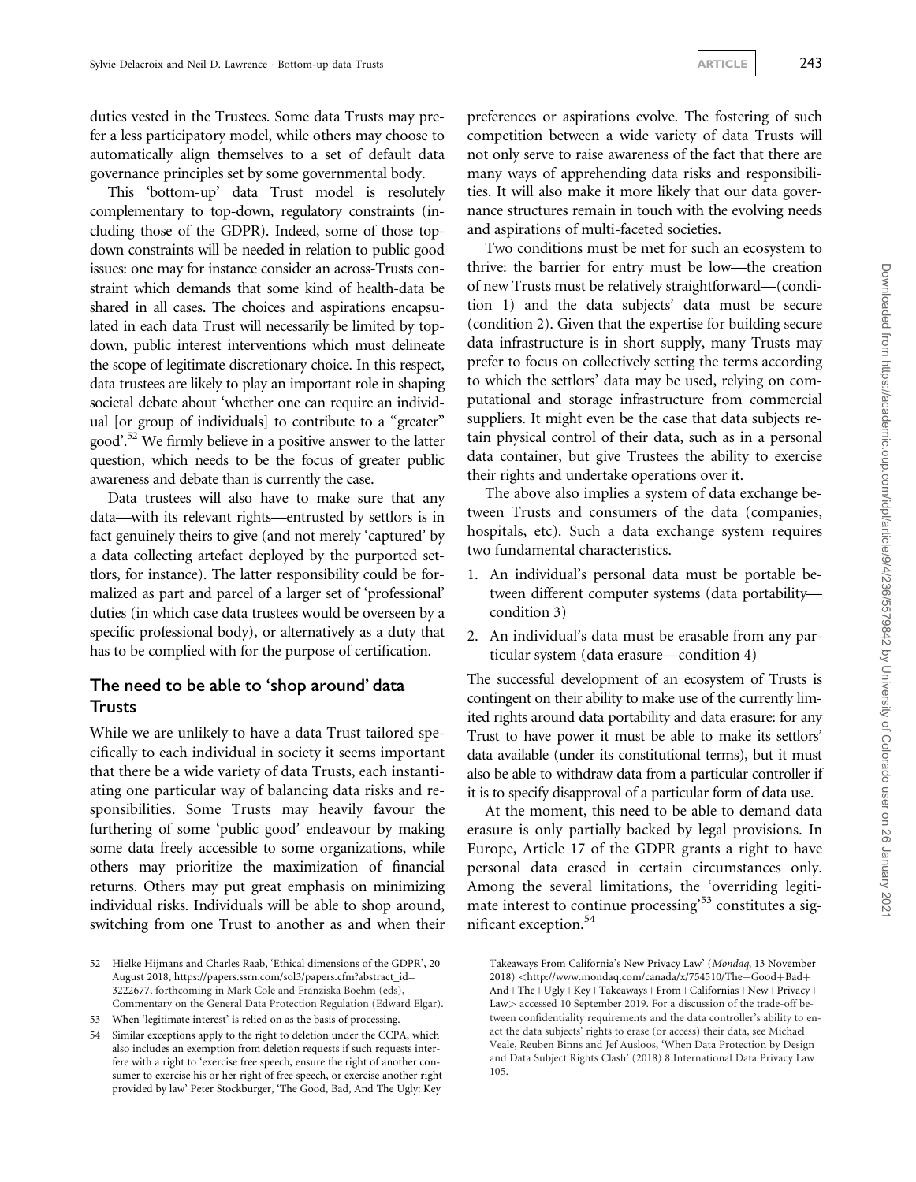duties vested in the Trustees. Some data Trusts may prefer a less participatory model, while others may choose to automatically align themselves to a set of default data governance principles set by some governmental body.

This 'bottom-up' data Trust model is resolutely complementary to top-down, regulatory constraints (including those of the GDPR). Indeed, some of those top-down constraints will be needed in relation to public good issues: one may for instance consider an across-Trusts constraint which demands that some kind of health-data be shared in all cases. The choices and aspirations encapsulated in each data Trust will necessarily be limited by top-down, public interest interventions which must delineate the scope of legitimate discretionary choice. In this respect, data trustees are likely to play an important role in shaping societal debate about 'whether one can require an individual [or group of individuals] to contribute to a "greater" good'.[52] We firmly believe in a positive answer to the latter question, which needs to be the focus of greater public awareness and debate than is currently the case.

Data trustees will also have to make sure that any data—with its relevant rights—entrusted by settlors is in fact genuinely theirs to give (and not merely 'captured' by a data collecting artefact deployed by the purported settlors, for instance). The latter responsibility could be formalized as part and parcel of a larger set of 'professional' duties (in which case data trustees would be overseen by a specific professional body), or alternatively as a duty that has to be complied with for the purpose of certification.

## The need to be able to 'shop around' data Trusts

While we are unlikely to have a data Trust tailored specifically to each individual in society it seems important that there be a wide variety of data Trusts, each instantiating one particular way of balancing data risks and responsibilities. Some Trusts may heavily favour the furthering of some 'public good' endeavour by making some data freely accessible to some organizations, while others may prioritize the maximization of financial returns. Others may put great emphasis on minimizing individual risks. Individuals will be able to shop around, switching from one Trust to another as and when their preferences or aspirations evolve. The fostering of such competition between a wide variety of data Trusts will not only serve to raise awareness of the fact that there are many ways of apprehending data risks and responsibilities. It will also make it more likely that our data governance structures remain in touch with the evolving needs and aspirations of multi-faceted societies.

Two conditions must be met for such an ecosystem to thrive: the barrier for entry must be low—the creation of new Trusts must be relatively straightforward—(condition 1) and the data subjects' data must be secure (condition 2). Given that the expertise for building secure data infrastructure is in short supply, many Trusts may prefer to focus on collectively setting the terms according to which the settlors' data may be used, relying on computational and storage infrastructure from commercial suppliers. It might even be the case that data subjects retain physical control of their data, such as in a personal data container, but give Trustees the ability to exercise their rights and undertake operations over it.

The above also implies a system of data exchange between Trusts and consumers of the data (companies, hospitals, etc). Such a data exchange system requires two fundamental characteristics.

1. An individual's personal data must be portable between different computer systems (data portability—condition 3)
2. An individual's data must be erasable from any particular system (data erasure—condition 4)

The successful development of an ecosystem of Trusts is contingent on their ability to make use of the currently limited rights around data portability and data erasure: for any Trust to have power it must be able to make its settlors' data available (under its constitutional terms), but it must also be able to withdraw data from a particular controller if it is to specify disapproval of a particular form of data use.

At the moment, this need to be able to demand data erasure is only partially backed by legal provisions. In Europe, Article 17 of the GDPR grants a right to have personal data erased in certain circumstances only. Among the several limitations, the 'overriding legitimate interest to continue processing'[53] constitutes a significant exception.[54]

52 Hielke Hijmans and Charles Raab, 'Ethical dimensions of the GDPR', 20 August 2018, https://papers.ssrn.com/sol3/papers.cfm?abstract_id=3222677, forthcoming in Mark Cole and Franziska Boehm (eds), Commentary on the General Data Protection Regulation (Edward Elgar).

53 When 'legitimate interest' is relied on as the basis of processing.

54 Similar exceptions apply to the right to deletion under the CCPA, which also includes an exemption from deletion requests if such requests interfere with a right to 'exercise free speech, ensure the right of another consumer to exercise his or her right of free speech, or exercise another right provided by law' Peter Stockburger, 'The Good, Bad, And The Ugly: Key Takeaways From California's New Privacy Law' (*Mondaq*, 13 November 2018) <http://www.mondaq.com/canada/x/754510/The+Good+Bad+And+The+Ugly+Key+Takeaways+From+Californias+New+Privacy+Law> accessed 10 September 2019. For a discussion of the trade-off between confidentiality requirements and the data controller's ability to enact the data subjects' rights to erase (or access) their data, see Michael Veale, Reuben Binns and Jef Ausloos, 'When Data Protection by Design and Data Subject Rights Clash' (2018) 8 International Data Privacy Law 105.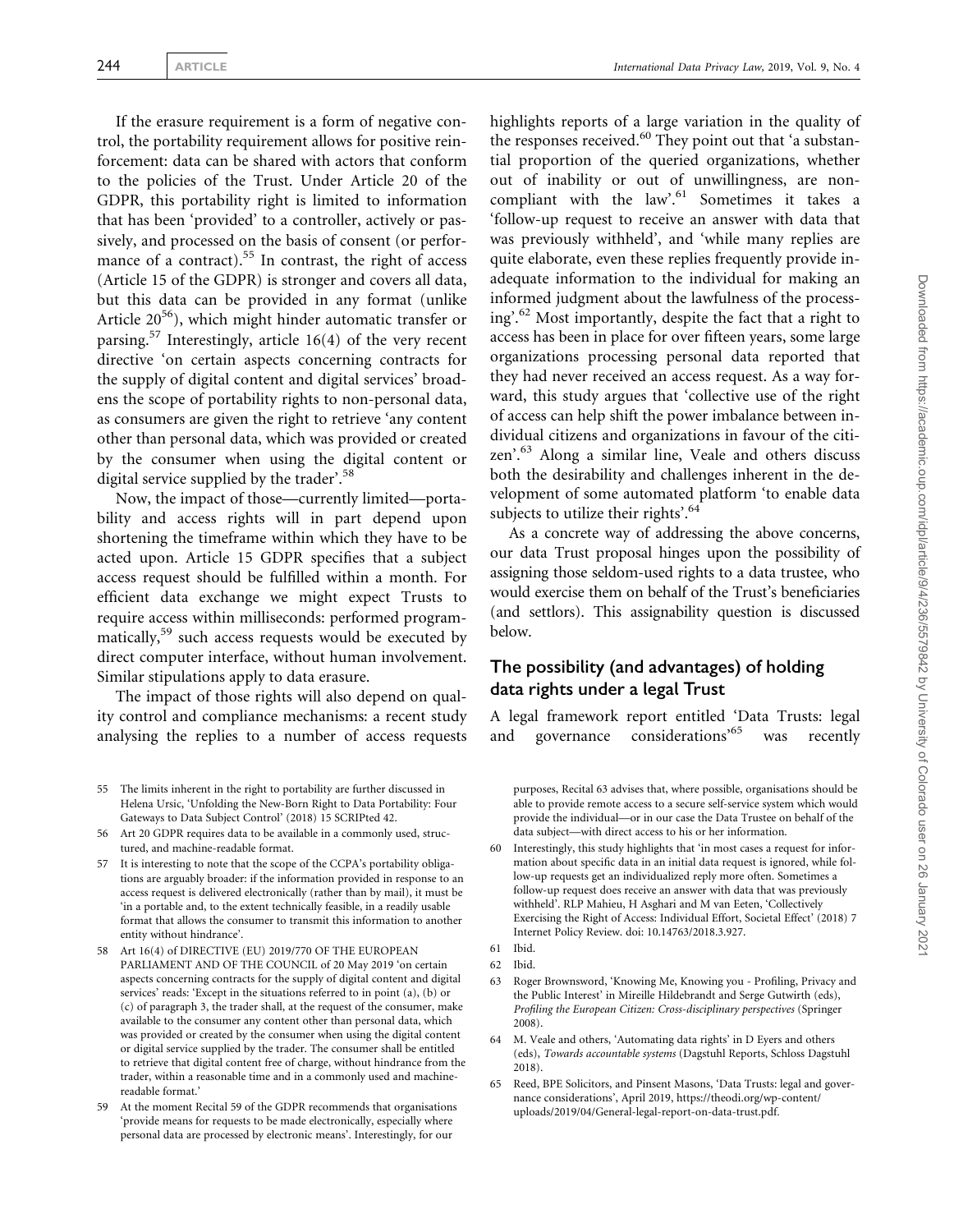If the erasure requirement is a form of negative control, the portability requirement allows for positive reinforcement: data can be shared with actors that conform to the policies of the Trust. Under Article 20 of the GDPR, this portability right is limited to information that has been 'provided' to a controller, actively or passively, and processed on the basis of consent (or performance of a contract).[55] In contrast, the right of access (Article 15 of the GDPR) is stronger and covers all data, but this data can be provided in any format (unlike Article 20[56]), which might hinder automatic transfer or parsing.[57] Interestingly, article 16(4) of the very recent directive 'on certain aspects concerning contracts for the supply of digital content and digital services' broadens the scope of portability rights to non-personal data, as consumers are given the right to retrieve 'any content other than personal data, which was provided or created by the consumer when using the digital content or digital service supplied by the trader'.[58]

Now, the impact of those—currently limited—portability and access rights will in part depend upon shortening the timeframe within which they have to be acted upon. Article 15 GDPR specifies that a subject access request should be fulfilled within a month. For efficient data exchange we might expect Trusts to require access within milliseconds: performed programmatically,[59] such access requests would be executed by direct computer interface, without human involvement. Similar stipulations apply to data erasure.

The impact of those rights will also depend on quality control and compliance mechanisms: a recent study analysing the replies to a number of access requests highlights reports of a large variation in the quality of the responses received.[60] They point out that 'a substantial proportion of the queried organizations, whether out of inability or out of unwillingness, are non-compliant with the law'.[61] Sometimes it takes a 'follow-up request to receive an answer with data that was previously withheld', and 'while many replies are quite elaborate, even these replies frequently provide inadequate information to the individual for making an informed judgment about the lawfulness of the processing'.[62] Most importantly, despite the fact that a right to access has been in place for over fifteen years, some large organizations processing personal data reported that they had never received an access request. As a way forward, this study argues that 'collective use of the right of access can help shift the power imbalance between individual citizens and organizations in favour of the citizen'.[63] Along a similar line, Veale and others discuss both the desirability and challenges inherent in the development of some automated platform 'to enable data subjects to utilize their rights'.[64]

As a concrete way of addressing the above concerns, our data Trust proposal hinges upon the possibility of assigning those seldom-used rights to a data trustee, who would exercise them on behalf of the Trust's beneficiaries (and settlors). This assignability question is discussed below.

## The possibility (and advantages) of holding data rights under a legal Trust

A legal framework report entitled 'Data Trusts: legal and governance considerations'[65] was recently

---

55 The limits inherent in the right to portability are further discussed in Helena Ursic, 'Unfolding the New-Born Right to Data Portability: Four Gateways to Data Subject Control' (2018) 15 SCRIPTed 42.

56 Art 20 GDPR requires data to be available in a commonly used, structured, and machine-readable format.

57 It is interesting to note that the scope of the CCPA's portability obligations are arguably broader: if the information provided in response to an access request is delivered electronically (rather than by mail), it must be 'in a portable and, to the extent technically feasible, in a readily usable format that allows the consumer to transmit this information to another entity without hindrance'.

58 Art 16(4) of DIRECTIVE (EU) 2019/770 OF THE EUROPEAN PARLIAMENT AND OF THE COUNCIL of 20 May 2019 'on certain aspects concerning contracts for the supply of digital content and digital services' reads: 'Except in the situations referred to in point (a), (b) or (c) of paragraph 3, the trader shall, at the request of the consumer, make available to the consumer any content other than personal data, which was provided or created by the consumer when using the digital content or digital service supplied by the trader. The consumer shall be entitled to retrieve that digital content free of charge, without hindrance from the trader, within a reasonable time and in a commonly used and machine-readable format.'

59 At the moment Recital 59 of the GDPR recommends that organisations 'provide means for requests to be made electronically, especially where personal data are processed by electronic means'. Interestingly, for our purposes, Recital 63 advises that, where possible, organisations should be able to provide remote access to a secure self-service system which would provide the individual—or in our case the Data Trustee on behalf of the data subject—with direct access to his or her information.

60 Interestingly, this study highlights that 'in most cases a request for information about specific data in an initial data request is ignored, while follow-up requests get an individualized reply more often. Sometimes a follow-up request does receive an answer with data that was previously withheld'. RLP Mahieu, H Asghari and M van Eeten, 'Collectively Exercising the Right of Access: Individual Effort, Societal Effect' (2018) 7 Internet Policy Review. doi: 10.14763/2018.3.927.

61 Ibid.

62 Ibid.

63 Roger Brownsword, 'Knowing Me, Knowing you - Profiling, Privacy and the Public Interest' in Mireille Hildebrandt and Serge Gutwirth (eds), *Profiling the European Citizen: Cross-disciplinary perspectives* (Springer 2008).

64 M. Veale and others, 'Automating data rights' in D Eyers and others (eds), *Towards accountable systems* (Dagstuhl Reports, Schloss Dagstuhl 2018).

65 Reed, BPE Solicitors, and Pinsent Masons, 'Data Trusts: legal and governance considerations', April 2019, https://theodi.org/wp-content/uploads/2019/04/General-legal-report-on-data-trust.pdf.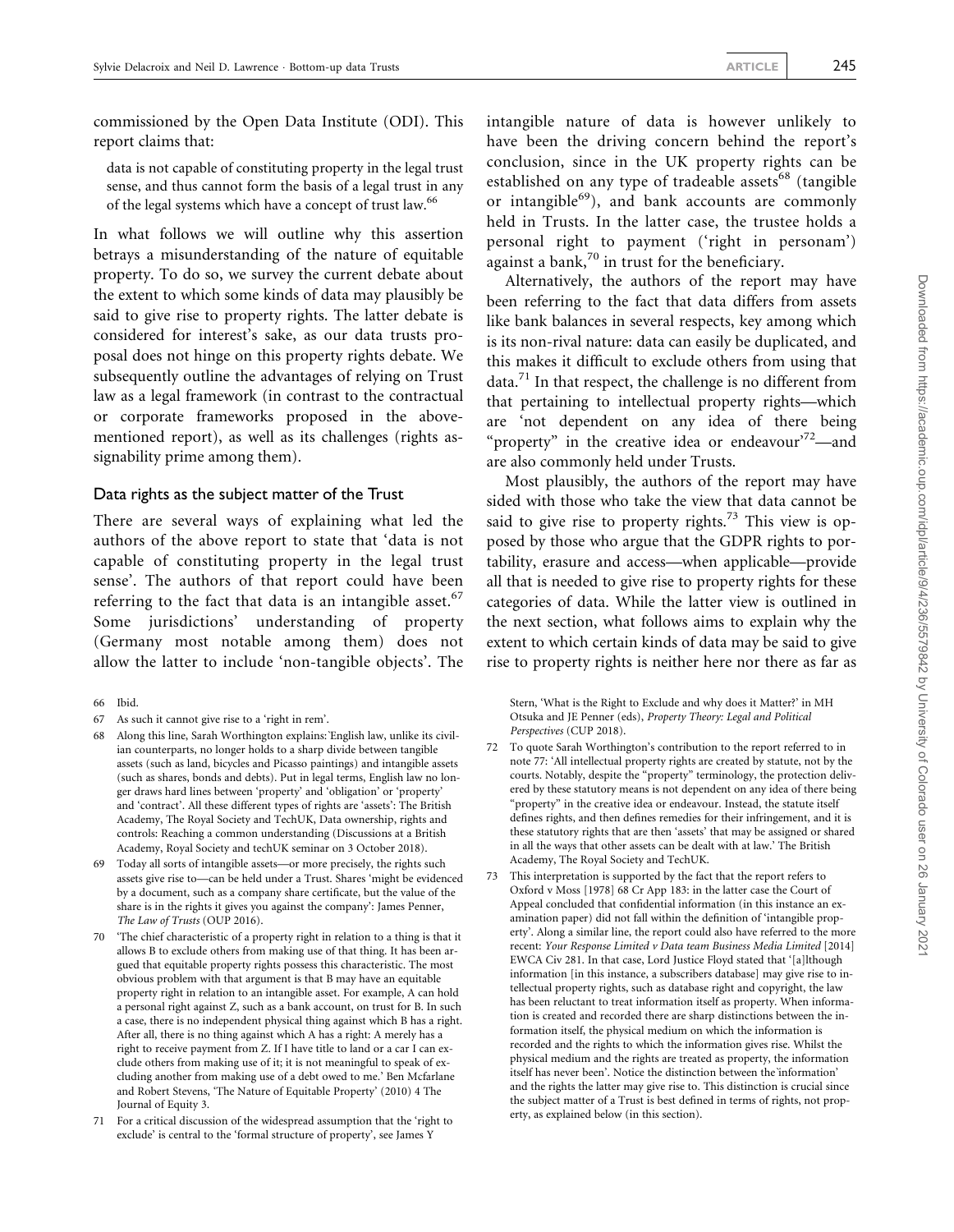commissioned by the Open Data Institute (ODI). This report claims that:

> data is not capable of constituting property in the legal trust sense, and thus cannot form the basis of a legal trust in any of the legal systems which have a concept of trust law.[66]

In what follows we will outline why this assertion betrays a misunderstanding of the nature of equitable property. To do so, we survey the current debate about the extent to which some kinds of data may plausibly be said to give rise to property rights. The latter debate is considered for interest's sake, as our data trusts proposal does not hinge on this property rights debate. We subsequently outline the advantages of relying on Trust law as a legal framework (in contrast to the contractual or corporate frameworks proposed in the above-mentioned report), as well as its challenges (rights assignability prime among them).

### Data rights as the subject matter of the Trust

There are several ways of explaining what led the authors of the above report to state that 'data is not capable of constituting property in the legal trust sense'. The authors of that report could have been referring to the fact that data is an intangible asset.[67] Some jurisdictions' understanding of property (Germany most notable among them) does not allow the latter to include 'non-tangible objects'. The intangible nature of data is however unlikely to have been the driving concern behind the report's conclusion, since in the UK property rights can be established on any type of tradeable assets[68] (tangible or intangible[69]), and bank accounts are commonly held in Trusts. In the latter case, the trustee holds a personal right to payment ('right in personam') against a bank,[70] in trust for the beneficiary.

Alternatively, the authors of the report may have been referring to the fact that data differs from assets like bank balances in several respects, key among which is its non-rival nature: data can easily be duplicated, and this makes it difficult to exclude others from using that data.[71] In that respect, the challenge is no different from that pertaining to intellectual property rights—which are 'not dependent on any idea of there being "property" in the creative idea or endeavour'[72]—and are also commonly held under Trusts.

Most plausibly, the authors of the report may have sided with those who take the view that data cannot be said to give rise to property rights.[73] This view is opposed by those who argue that the GDPR rights to portability, erasure and access—when applicable—provide all that is needed to give rise to property rights for these categories of data. While the latter view is outlined in the next section, what follows aims to explain why the extent to which certain kinds of data may be said to give rise to property rights is neither here nor there as far as

---

66 Ibid.

67 As such it cannot give rise to a 'right in rem'.

68 Along this line, Sarah Worthington explains: 'English law, unlike its civilian counterparts, no longer holds to a sharp divide between tangible assets (such as land, bicycles and Picasso paintings) and intangible assets (such as shares, bonds and debts). Put in legal terms, English law no longer draws hard lines between 'property' and 'obligation' or 'property' and 'contract'. All these different types of rights are 'assets': The British Academy, The Royal Society and TechUK, Data ownership, rights and controls: Reaching a common understanding (Discussions at a British Academy, Royal Society and techUK seminar on 3 October 2018).

69 Today all sorts of intangible assets—or more precisely, the rights such assets give rise to—can be held under a Trust. Shares 'might be evidenced by a document, such as a company share certificate, but the value of the share is in the rights it gives you against the company': James Penner, *The Law of Trusts* (OUP 2016).

70 'The chief characteristic of a property right in relation to a thing is that it allows B to exclude others from making use of that thing. It has been argued that equitable property rights possess this characteristic. The most obvious problem with that argument is that B may have an equitable property right in relation to an intangible asset. For example, A can hold a personal right against Z, such as a bank account, on trust for B. In such a case, there is no independent physical thing against which B has a right. After all, there is no thing against which A has a right: A merely has a right to receive payment from Z. If I have title to land or a car I can exclude others from making use of it; it is not meaningful to speak of excluding another from making use of a debt owed to me.' Ben Mcfarlane and Robert Stevens, 'The Nature of Equitable Property' (2010) 4 The Journal of Equity 3.

71 For a critical discussion of the widespread assumption that the 'right to exclude' is central to the 'formal structure of property', see James Y Stern, 'What is the Right to Exclude and why does it Matter?' in MH Otsuka and JE Penner (eds), *Property Theory: Legal and Political Perspectives* (CUP 2018).

72 To quote Sarah Worthington's contribution to the report referred to in note 77: 'All intellectual property rights are created by statute, not by the courts. Notably, despite the "property" terminology, the protection delivered by these statutory means is not dependent on any idea of there being "property" in the creative idea or endeavour. Instead, the statute itself defines rights, and then defines remedies for their infringement, and it is these statutory rights that are then 'assets' that may be assigned or shared in all the ways that other assets can be dealt with at law.' The British Academy, The Royal Society and TechUK.

73 This interpretation is supported by the fact that the report refers to Oxford v Moss [1978] 68 Cr App 183: in the latter case the Court of Appeal concluded that confidential information (in this instance an examination paper) did not fall within the definition of 'intangible property'. Along a similar line, the report could also have referred to the more recent: *Your Response Limited v Data team Business Media Limited* [2014] EWCA Civ 281. In that case, Lord Justice Floyd stated that '[a]lthough information [in this instance, a subscribers database] may give rise to intellectual property rights, such as database right and copyright, the law has been reluctant to treat information itself as property. When information is created and recorded there are sharp distinctions between the information itself, the physical medium on which the information is recorded and the rights to which the information gives rise. Whilst the physical medium and the rights are treated as property, the information itself has never been'. Notice the distinction between the 'information' and the rights the latter may give rise to. This distinction is crucial since the subject matter of a Trust is best defined in terms of rights, not property, as explained below (in this section).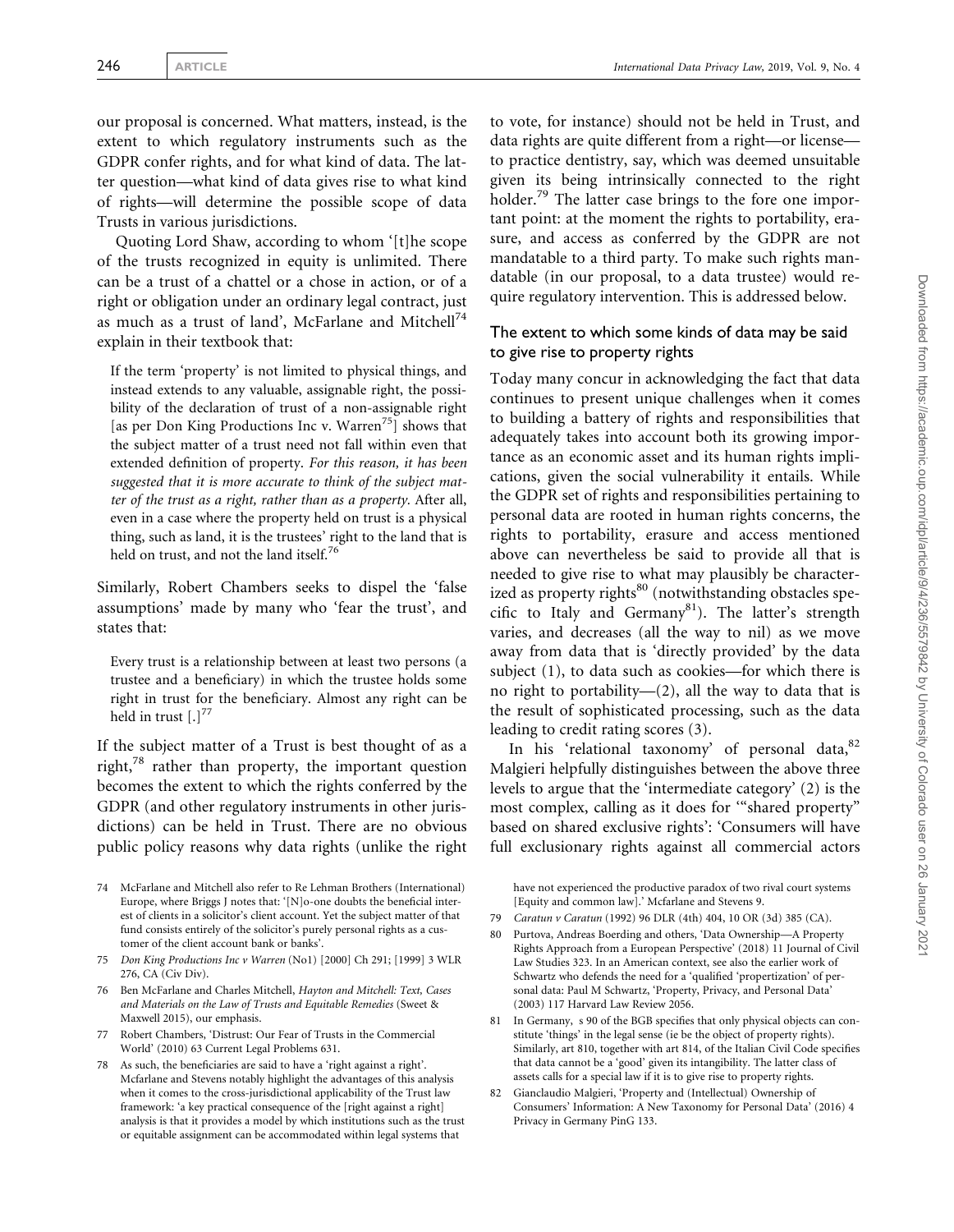our proposal is concerned. What matters, instead, is the extent to which regulatory instruments such as the GDPR confer rights, and for what kind of data. The latter question—what kind of data gives rise to what kind of rights—will determine the possible scope of data Trusts in various jurisdictions.

Quoting Lord Shaw, according to whom '[t]he scope of the trusts recognized in equity is unlimited. There can be a trust of a chattel or a chose in action, or of a right or obligation under an ordinary legal contract, just as much as a trust of land', McFarlane and Mitchell[74] explain in their textbook that:

> If the term 'property' is not limited to physical things, and instead extends to any valuable, assignable right, the possibility of the declaration of trust of a non-assignable right [as per Don King Productions Inc v. Warren[75]] shows that the subject matter of a trust need not fall within even that extended definition of property. *For this reason, it has been suggested that it is more accurate to think of the subject matter of the trust as a right, rather than as a property.* After all, even in a case where the property held on trust is a physical thing, such as land, it is the trustees' right to the land that is held on trust, and not the land itself.[76]

Similarly, Robert Chambers seeks to dispel the 'false assumptions' made by many who 'fear the trust', and states that:

> Every trust is a relationship between at least two persons (a trustee and a beneficiary) in which the trustee holds some right in trust for the beneficiary. Almost any right can be held in trust [.][77]

If the subject matter of a Trust is best thought of as a right,[78] rather than property, the important question becomes the extent to which the rights conferred by the GDPR (and other regulatory instruments in other jurisdictions) can be held in Trust. There are no obvious public policy reasons why data rights (unlike the right to vote, for instance) should not be held in Trust, and data rights are quite different from a right—or license—to practice dentistry, say, which was deemed unsuitable given its being intrinsically connected to the right holder.[79] The latter case brings to the fore one important point: at the moment the rights to portability, erasure, and access as conferred by the GDPR are not mandatable to a third party. To make such rights mandatable (in our proposal, to a data trustee) would require regulatory intervention. This is addressed below.

### The extent to which some kinds of data may be said to give rise to property rights

Today many concur in acknowledging the fact that data continues to present unique challenges when it comes to building a battery of rights and responsibilities that adequately takes into account both its growing importance as an economic asset and its human rights implications, given the social vulnerability it entails. While the GDPR set of rights and responsibilities pertaining to personal data are rooted in human rights concerns, the rights to portability, erasure and access mentioned above can nevertheless be said to provide all that is needed to give rise to what may plausibly be characterized as property rights[80] (notwithstanding obstacles specific to Italy and Germany[81]). The latter's strength varies, and decreases (all the way to nil) as we move away from data that is 'directly provided' by the data subject (1), to data such as cookies—for which there is no right to portability—(2), all the way to data that is the result of sophisticated processing, such as the data leading to credit rating scores (3).

In his 'relational taxonomy' of personal data,[82] Malgieri helpfully distinguishes between the above three levels to argue that the 'intermediate category' (2) is the most complex, calling as it does for '"shared property" based on shared exclusive rights': 'Consumers will have full exclusionary rights against all commercial actors

---

74 McFarlane and Mitchell also refer to Re Lehman Brothers (International) Europe, where Briggs J notes that: '[N]o-one doubts the beneficial interest of clients in a solicitor's client account. Yet the subject matter of that fund consists entirely of the solicitor's purely personal rights as a customer of the client account bank or banks'.

75 *Don King Productions Inc v Warren* (No1) [2000] Ch 291; [1999] 3 WLR 276, CA (Civ Div).

76 Ben McFarlane and Charles Mitchell, *Hayton and Mitchell: Text, Cases and Materials on the Law of Trusts and Equitable Remedies* (Sweet & Maxwell 2015), our emphasis.

77 Robert Chambers, 'Distrust: Our Fear of Trusts in the Commercial World' (2010) 63 Current Legal Problems 631.

78 As such, the beneficiaries are said to have a 'right against a right'. Mcfarlane and Stevens notably highlight the advantages of this analysis when it comes to the cross-jurisdictional applicability of the Trust law framework: 'a key practical consequence of the [right against a right] analysis is that it provides a model by which institutions such as the trust or equitable assignment can be accommodated within legal systems that have not experienced the productive paradox of two rival court systems [Equity and common law].' Mcfarlane and Stevens 9.

79 *Caratun v Caratun* (1992) 96 DLR (4th) 404, 10 OR (3d) 385 (CA).

80 Purtova, Andreas Boerding and others, 'Data Ownership—A Property Rights Approach from a European Perspective' (2018) 11 Journal of Civil Law Studies 323. In an American context, see also the earlier work of Schwartz who defends the need for a 'qualified 'propertization' of personal data: Paul M Schwartz, 'Property, Privacy, and Personal Data' (2003) 117 Harvard Law Review 2056.

81 In Germany, s 90 of the BGB specifies that only physical objects can constitute 'things' in the legal sense (ie be the object of property rights). Similarly, art 810, together with art 814, of the Italian Civil Code specifies that data cannot be a 'good' given its intangibility. The latter class of assets calls for a special law if it is to give rise to property rights.

82 Gianclaudio Malgieri, 'Property and (Intellectual) Ownership of Consumers' Information: A New Taxonomy for Personal Data' (2016) 4 Privacy in Germany PinG 133.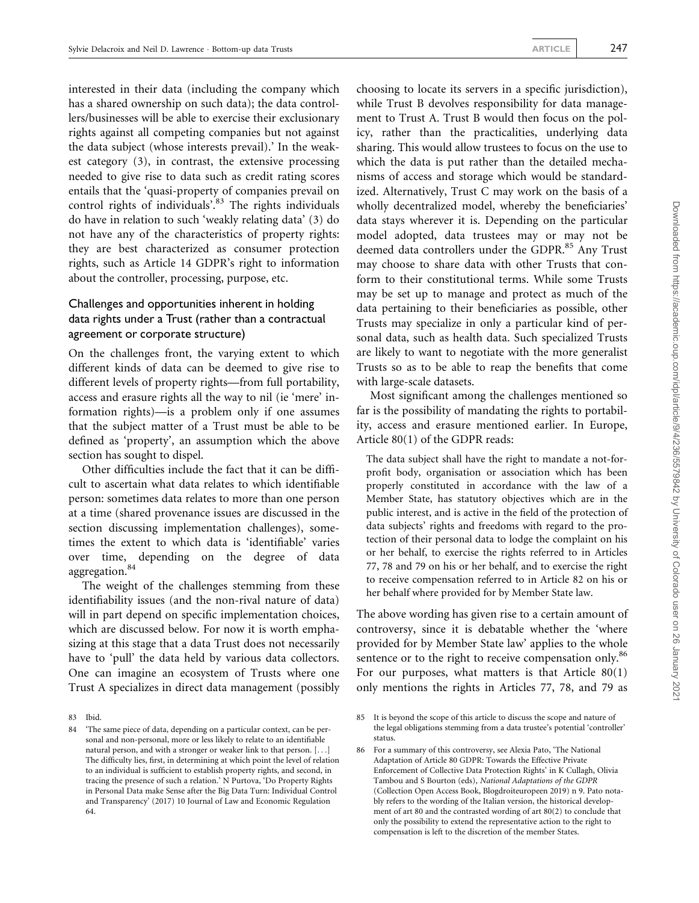interested in their data (including the company which has a shared ownership on such data); the data controllers/businesses will be able to exercise their exclusionary rights against all competing companies but not against the data subject (whose interests prevail).' In the weakest category (3), in contrast, the extensive processing needed to give rise to data such as credit rating scores entails that the 'quasi-property of companies prevail on control rights of individuals'.[83] The rights individuals do have in relation to such 'weakly relating data' (3) do not have any of the characteristics of property rights: they are best characterized as consumer protection rights, such as Article 14 GDPR's right to information about the controller, processing, purpose, etc.

### Challenges and opportunities inherent in holding data rights under a Trust (rather than a contractual agreement or corporate structure)

On the challenges front, the varying extent to which different kinds of data can be deemed to give rise to different levels of property rights—from full portability, access and erasure rights all the way to nil (ie 'mere' information rights)—is a problem only if one assumes that the subject matter of a Trust must be able to be defined as 'property', an assumption which the above section has sought to dispel.

Other difficulties include the fact that it can be difficult to ascertain what data relates to which identifiable person: sometimes data relates to more than one person at a time (shared provenance issues are discussed in the section discussing implementation challenges), sometimes the extent to which data is 'identifiable' varies over time, depending on the degree of data aggregation.[84]

The weight of the challenges stemming from these identifiability issues (and the non-rival nature of data) will in part depend on specific implementation choices, which are discussed below. For now it is worth emphasizing at this stage that a data Trust does not necessarily have to 'pull' the data held by various data collectors. One can imagine an ecosystem of Trusts where one Trust A specializes in direct data management (possibly choosing to locate its servers in a specific jurisdiction), while Trust B devolves responsibility for data management to Trust A. Trust B would then focus on the policy, rather than the practicalities, underlying data sharing. This would allow trustees to focus on the use to which the data is put rather than the detailed mechanisms of access and storage which would be standardized. Alternatively, Trust C may work on the basis of a wholly decentralized model, whereby the beneficiaries' data stays wherever it is. Depending on the particular model adopted, data trustees may or may not be deemed data controllers under the GDPR.[85] Any Trust may choose to share data with other Trusts that conform to their constitutional terms. While some Trusts may be set up to manage and protect as much of the data pertaining to their beneficiaries as possible, other Trusts may specialize in only a particular kind of personal data, such as health data. Such specialized Trusts are likely to want to negotiate with the more generalist Trusts so as to be able to reap the benefits that come with large-scale datasets.

Most significant among the challenges mentioned so far is the possibility of mandating the rights to portability, access and erasure mentioned earlier. In Europe, Article 80(1) of the GDPR reads:

> The data subject shall have the right to mandate a not-for-profit body, organisation or association which has been properly constituted in accordance with the law of a Member State, has statutory objectives which are in the public interest, and is active in the field of the protection of data subjects' rights and freedoms with regard to the protection of their personal data to lodge the complaint on his or her behalf, to exercise the rights referred to in Articles 77, 78 and 79 on his or her behalf, and to exercise the right to receive compensation referred to in Article 82 on his or her behalf where provided for by Member State law.

The above wording has given rise to a certain amount of controversy, since it is debatable whether the 'where provided for by Member State law' applies to the whole sentence or to the right to receive compensation only.[86] For our purposes, what matters is that Article 80(1) only mentions the rights in Articles 77, 78, and 79 as

---

83 Ibid.

84 'The same piece of data, depending on a particular context, can be personal and non-personal, more or less likely to relate to an identifiable natural person, and with a stronger or weaker link to that person. [. . .] The difficulty lies, first, in determining at which point the level of relation to an individual is sufficient to establish property rights, and second, in tracing the presence of such a relation.' N Purtova, 'Do Property Rights in Personal Data make Sense after the Big Data Turn: Individual Control and Transparency' (2017) 10 Journal of Law and Economic Regulation 64.

85 It is beyond the scope of this article to discuss the scope and nature of the legal obligations stemming from a data trustee's potential 'controller' status.

86 For a summary of this controversy, see Alexia Pato, 'The National Adaptation of Article 80 GDPR: Towards the Effective Private Enforcement of Collective Data Protection Rights' in K Cullagh, Olivia Tambou and S Bourton (eds), *National Adaptations of the GDPR* (Collection Open Access Book, Blogdroiteuropeen 2019) n 9. Pato notably refers to the wording of the Italian version, the historical development of art 80 and the contrasted wording of art 80(2) to conclude that only the possibility to extend the representative action to the right to compensation is left to the discretion of the member States.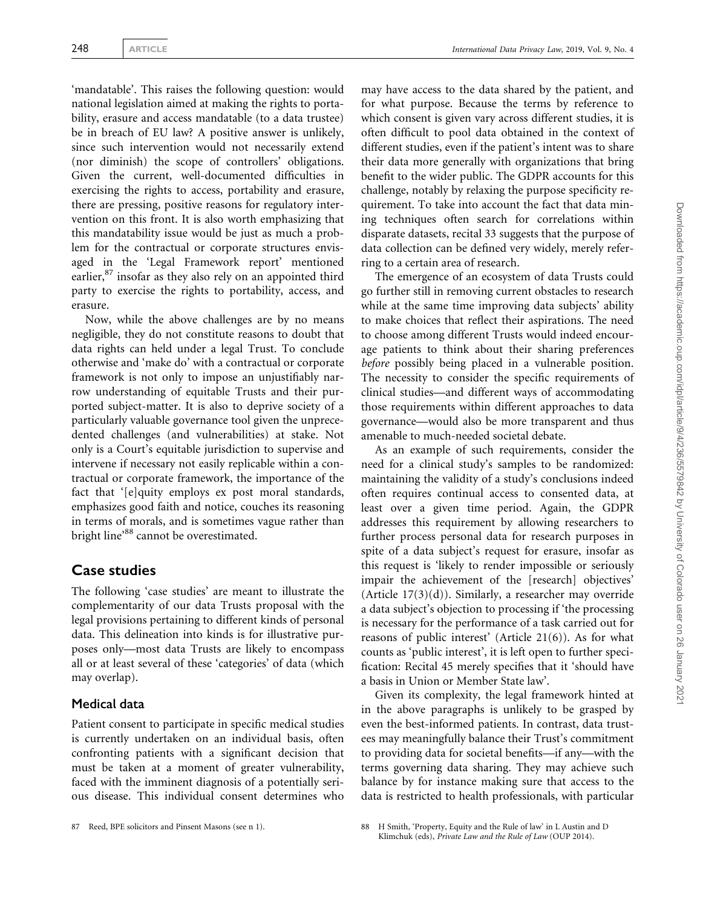'mandatable'. This raises the following question: would national legislation aimed at making the rights to portability, erasure and access mandatable (to a data trustee) be in breach of EU law? A positive answer is unlikely, since such intervention would not necessarily extend (nor diminish) the scope of controllers' obligations. Given the current, well-documented difficulties in exercising the rights to access, portability and erasure, there are pressing, positive reasons for regulatory intervention on this front. It is also worth emphasizing that this mandatability issue would be just as much a problem for the contractual or corporate structures envisaged in the 'Legal Framework report' mentioned earlier,[87] insofar as they also rely on an appointed third party to exercise the rights to portability, access, and erasure.

Now, while the above challenges are by no means negligible, they do not constitute reasons to doubt that data rights can held under a legal Trust. To conclude otherwise and 'make do' with a contractual or corporate framework is not only to impose an unjustifiably narrow understanding of equitable Trusts and their purported subject-matter. It is also to deprive society of a particularly valuable governance tool given the unprecedented challenges (and vulnerabilities) at stake. Not only is a Court's equitable jurisdiction to supervise and intervene if necessary not easily replicable within a contractual or corporate framework, the importance of the fact that '[e]quity employs ex post moral standards, emphasizes good faith and notice, couches its reasoning in terms of morals, and is sometimes vague rather than bright line'[88] cannot be overestimated.

## Case studies

The following 'case studies' are meant to illustrate the complementarity of our data Trusts proposal with the legal provisions pertaining to different kinds of personal data. This delineation into kinds is for illustrative purposes only—most data Trusts are likely to encompass all or at least several of these 'categories' of data (which may overlap).

### Medical data

Patient consent to participate in specific medical studies is currently undertaken on an individual basis, often confronting patients with a significant decision that must be taken at a moment of greater vulnerability, faced with the imminent diagnosis of a potentially serious disease. This individual consent determines who may have access to the data shared by the patient, and for what purpose. Because the terms by reference to which consent is given vary across different studies, it is often difficult to pool data obtained in the context of different studies, even if the patient's intent was to share their data more generally with organizations that bring benefit to the wider public. The GDPR accounts for this challenge, notably by relaxing the purpose specificity requirement. To take into account the fact that data mining techniques often search for correlations within disparate datasets, recital 33 suggests that the purpose of data collection can be defined very widely, merely referring to a certain area of research.

The emergence of an ecosystem of data Trusts could go further still in removing current obstacles to research while at the same time improving data subjects' ability to make choices that reflect their aspirations. The need to choose among different Trusts would indeed encourage patients to think about their sharing preferences *before* possibly being placed in a vulnerable position. The necessity to consider the specific requirements of clinical studies—and different ways of accommodating those requirements within different approaches to data governance—would also be more transparent and thus amenable to much-needed societal debate.

As an example of such requirements, consider the need for a clinical study's samples to be randomized: maintaining the validity of a study's conclusions indeed often requires continual access to consented data, at least over a given time period. Again, the GDPR addresses this requirement by allowing researchers to further process personal data for research purposes in spite of a data subject's request for erasure, insofar as this request is 'likely to render impossible or seriously impair the achievement of the [research] objectives' (Article 17(3)(d)). Similarly, a researcher may override a data subject's objection to processing if 'the processing is necessary for the performance of a task carried out for reasons of public interest' (Article 21(6)). As for what counts as 'public interest', it is left open to further specification: Recital 45 merely specifies that it 'should have a basis in Union or Member State law'.

Given its complexity, the legal framework hinted at in the above paragraphs is unlikely to be grasped by even the best-informed patients. In contrast, data trustees may meaningfully balance their Trust's commitment to providing data for societal benefits—if any—with the terms governing data sharing. They may achieve such balance by for instance making sure that access to the data is restricted to health professionals, with particular

87 Reed, BPE solicitors and Pinsent Masons (see n 1).

88 H Smith, 'Property, Equity and the Rule of law' in L Austin and D Klimchuk (eds), *Private Law and the Rule of Law* (OUP 2014).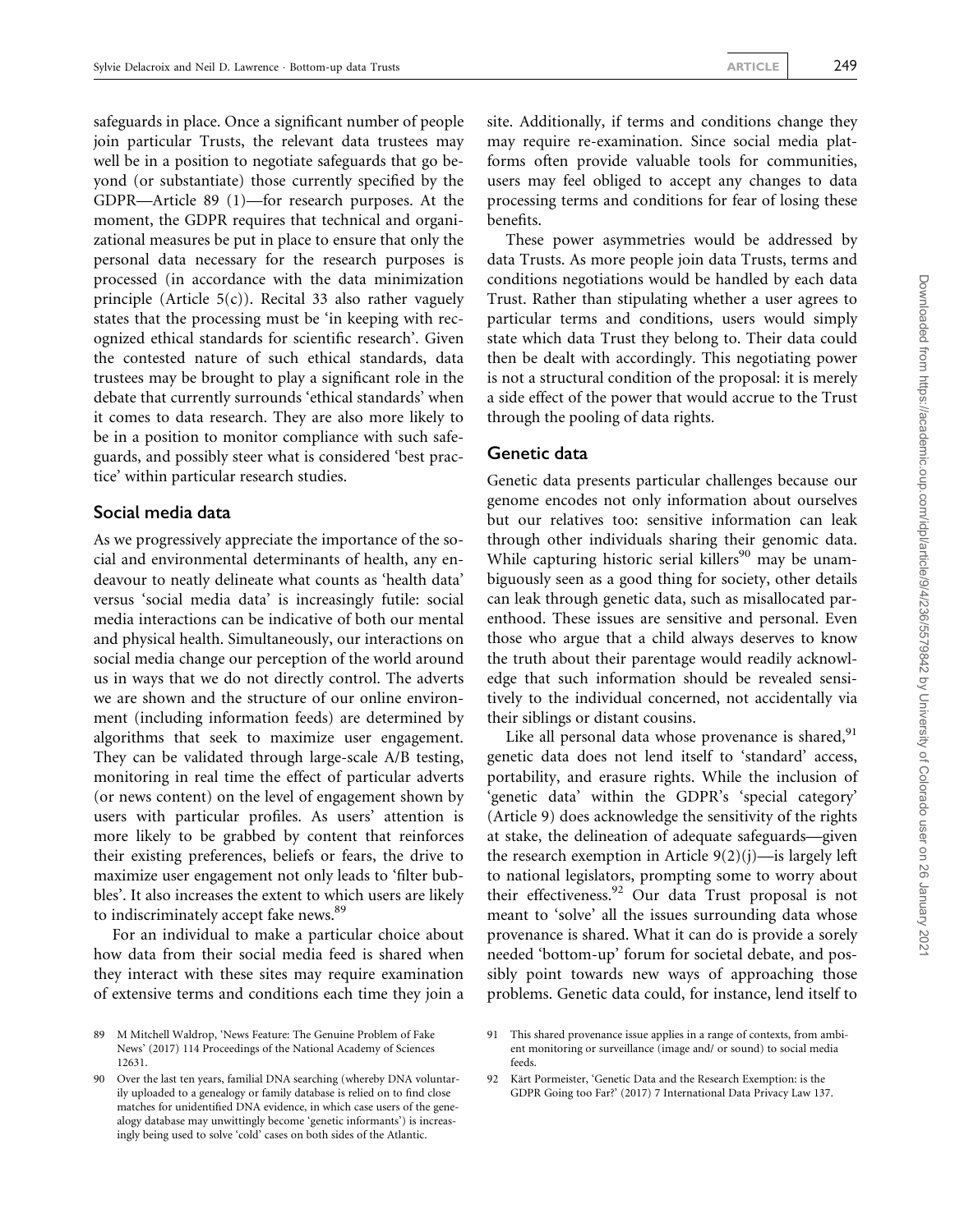safeguards in place. Once a significant number of people join particular Trusts, the relevant data trustees may well be in a position to negotiate safeguards that go beyond (or substantiate) those currently specified by the GDPR—Article 89 (1)—for research purposes. At the moment, the GDPR requires that technical and organizational measures be put in place to ensure that only the personal data necessary for the research purposes is processed (in accordance with the data minimization principle (Article 5(c)). Recital 33 also rather vaguely states that the processing must be 'in keeping with recognized ethical standards for scientific research'. Given the contested nature of such ethical standards, data trustees may be brought to play a significant role in the debate that currently surrounds 'ethical standards' when it comes to data research. They are also more likely to be in a position to monitor compliance with such safeguards, and possibly steer what is considered 'best practice' within particular research studies.

## Social media data

As we progressively appreciate the importance of the social and environmental determinants of health, any endeavour to neatly delineate what counts as 'health data' versus 'social media data' is increasingly futile: social media interactions can be indicative of both our mental and physical health. Simultaneously, our interactions on social media change our perception of the world around us in ways that we do not directly control. The adverts we are shown and the structure of our online environment (including information feeds) are determined by algorithms that seek to maximize user engagement. They can be validated through large-scale A/B testing, monitoring in real time the effect of particular adverts (or news content) on the level of engagement shown by users with particular profiles. As users' attention is more likely to be grabbed by content that reinforces their existing preferences, beliefs or fears, the drive to maximize user engagement not only leads to 'filter bubbles'. It also increases the extent to which users are likely to indiscriminately accept fake news.[89]

For an individual to make a particular choice about how data from their social media feed is shared when they interact with these sites may require examination of extensive terms and conditions each time they join a site. Additionally, if terms and conditions change they may require re-examination. Since social media platforms often provide valuable tools for communities, users may feel obliged to accept any changes to data processing terms and conditions for fear of losing these benefits.

These power asymmetries would be addressed by data Trusts. As more people join data Trusts, terms and conditions negotiations would be handled by each data Trust. Rather than stipulating whether a user agrees to particular terms and conditions, users would simply state which data Trust they belong to. Their data could then be dealt with accordingly. This negotiating power is not a structural condition of the proposal: it is merely a side effect of the power that would accrue to the Trust through the pooling of data rights.

## Genetic data

Genetic data presents particular challenges because our genome encodes not only information about ourselves but our relatives too: sensitive information can leak through other individuals sharing their genomic data. While capturing historic serial killers[90] may be unambiguously seen as a good thing for society, other details can leak through genetic data, such as misallocated parenthood. These issues are sensitive and personal. Even those who argue that a child always deserves to know the truth about their parentage would readily acknowledge that such information should be revealed sensitively to the individual concerned, not accidentally via their siblings or distant cousins.

Like all personal data whose provenance is shared,[91] genetic data does not lend itself to 'standard' access, portability, and erasure rights. While the inclusion of 'genetic data' within the GDPR's 'special category' (Article 9) does acknowledge the sensitivity of the rights at stake, the delineation of adequate safeguards—given the research exemption in Article 9(2)(j)—is largely left to national legislators, prompting some to worry about their effectiveness.[92] Our data Trust proposal is not meant to 'solve' all the issues surrounding data whose provenance is shared. What it can do is provide a sorely needed 'bottom-up' forum for societal debate, and possibly point towards new ways of approaching those problems. Genetic data could, for instance, lend itself to

89 M Mitchell Waldrop, 'News Feature: The Genuine Problem of Fake News' (2017) 114 Proceedings of the National Academy of Sciences 12631.

90 Over the last ten years, familial DNA searching (whereby DNA voluntarily uploaded to a genealogy or family database is relied on to find close matches for unidentified DNA evidence, in which case users of the genealogy database may unwittingly become 'genetic informants') is increasingly being used to solve 'cold' cases on both sides of the Atlantic.

91 This shared provenance issue applies in a range of contexts, from ambient monitoring or surveillance (image and/ or sound) to social media feeds.

92 Kärt Pormeister, 'Genetic Data and the Research Exemption: is the GDPR Going too Far?' (2017) 7 International Data Privacy Law 137.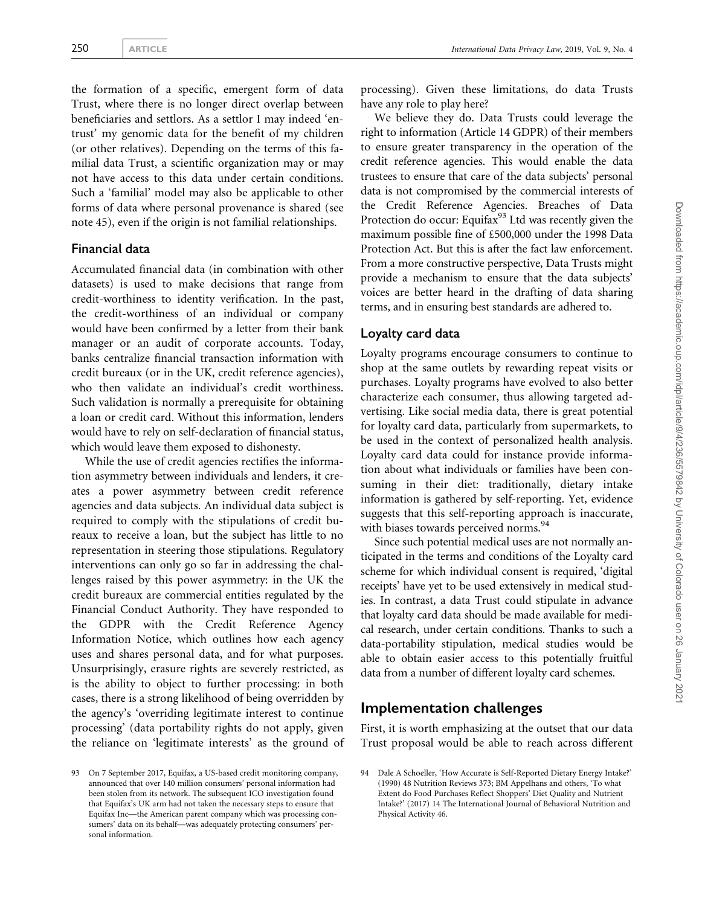the formation of a specific, emergent form of data Trust, where there is no longer direct overlap between beneficiaries and settlors. As a settlor I may indeed 'entrust' my genomic data for the benefit of my children (or other relatives). Depending on the terms of this familial data Trust, a scientific organization may or may not have access to this data under certain conditions. Such a 'familial' model may also be applicable to other forms of data where personal provenance is shared (see note 45), even if the origin is not familial relationships.

### Financial data

Accumulated financial data (in combination with other datasets) is used to make decisions that range from credit-worthiness to identity verification. In the past, the credit-worthiness of an individual or company would have been confirmed by a letter from their bank manager or an audit of corporate accounts. Today, banks centralize financial transaction information with credit bureaux (or in the UK, credit reference agencies), who then validate an individual's credit worthiness. Such validation is normally a prerequisite for obtaining a loan or credit card. Without this information, lenders would have to rely on self-declaration of financial status, which would leave them exposed to dishonesty.

While the use of credit agencies rectifies the information asymmetry between individuals and lenders, it creates a power asymmetry between credit reference agencies and data subjects. An individual data subject is required to comply with the stipulations of credit bureaux to receive a loan, but the subject has little to no representation in steering those stipulations. Regulatory interventions can only go so far in addressing the challenges raised by this power asymmetry: in the UK the credit bureaux are commercial entities regulated by the Financial Conduct Authority. They have responded to the GDPR with the Credit Reference Agency Information Notice, which outlines how each agency uses and shares personal data, and for what purposes. Unsurprisingly, erasure rights are severely restricted, as is the ability to object to further processing: in both cases, there is a strong likelihood of being overridden by the agency's 'overriding legitimate interest to continue processing' (data portability rights do not apply, given the reliance on 'legitimate interests' as the ground of processing). Given these limitations, do data Trusts have any role to play here?

We believe they do. Data Trusts could leverage the right to information (Article 14 GDPR) of their members to ensure greater transparency in the operation of the credit reference agencies. This would enable the data trustees to ensure that care of the data subjects' personal data is not compromised by the commercial interests of the Credit Reference Agencies. Breaches of Data Protection do occur: Equifax[93] Ltd was recently given the maximum possible fine of £500,000 under the 1998 Data Protection Act. But this is after the fact law enforcement. From a more constructive perspective, Data Trusts might provide a mechanism to ensure that the data subjects' voices are better heard in the drafting of data sharing terms, and in ensuring best standards are adhered to.

### Loyalty card data

Loyalty programs encourage consumers to continue to shop at the same outlets by rewarding repeat visits or purchases. Loyalty programs have evolved to also better characterize each consumer, thus allowing targeted advertising. Like social media data, there is great potential for loyalty card data, particularly from supermarkets, to be used in the context of personalized health analysis. Loyalty card data could for instance provide information about what individuals or families have been consuming in their diet: traditionally, dietary intake information is gathered by self-reporting. Yet, evidence suggests that this self-reporting approach is inaccurate, with biases towards perceived norms.[94]

Since such potential medical uses are not normally anticipated in the terms and conditions of the Loyalty card scheme for which individual consent is required, 'digital receipts' have yet to be used extensively in medical studies. In contrast, a data Trust could stipulate in advance that loyalty card data should be made available for medical research, under certain conditions. Thanks to such a data-portability stipulation, medical studies would be able to obtain easier access to this potentially fruitful data from a number of different loyalty card schemes.

## Implementation challenges

First, it is worth emphasizing at the outset that our data Trust proposal would be able to reach across different

93 On 7 September 2017, Equifax, a US-based credit monitoring company, announced that over 140 million consumers' personal information had been stolen from its network. The subsequent ICO investigation found that Equifax's UK arm had not taken the necessary steps to ensure that Equifax Inc—the American parent company which was processing consumers' data on its behalf—was adequately protecting consumers' personal information.

94 Dale A Schoeller, 'How Accurate is Self-Reported Dietary Energy Intake?' (1990) 48 Nutrition Reviews 373; BM Appelhans and others, 'To what Extent do Food Purchases Reflect Shoppers' Diet Quality and Nutrient Intake?' (2017) 14 The International Journal of Behavioral Nutrition and Physical Activity 46.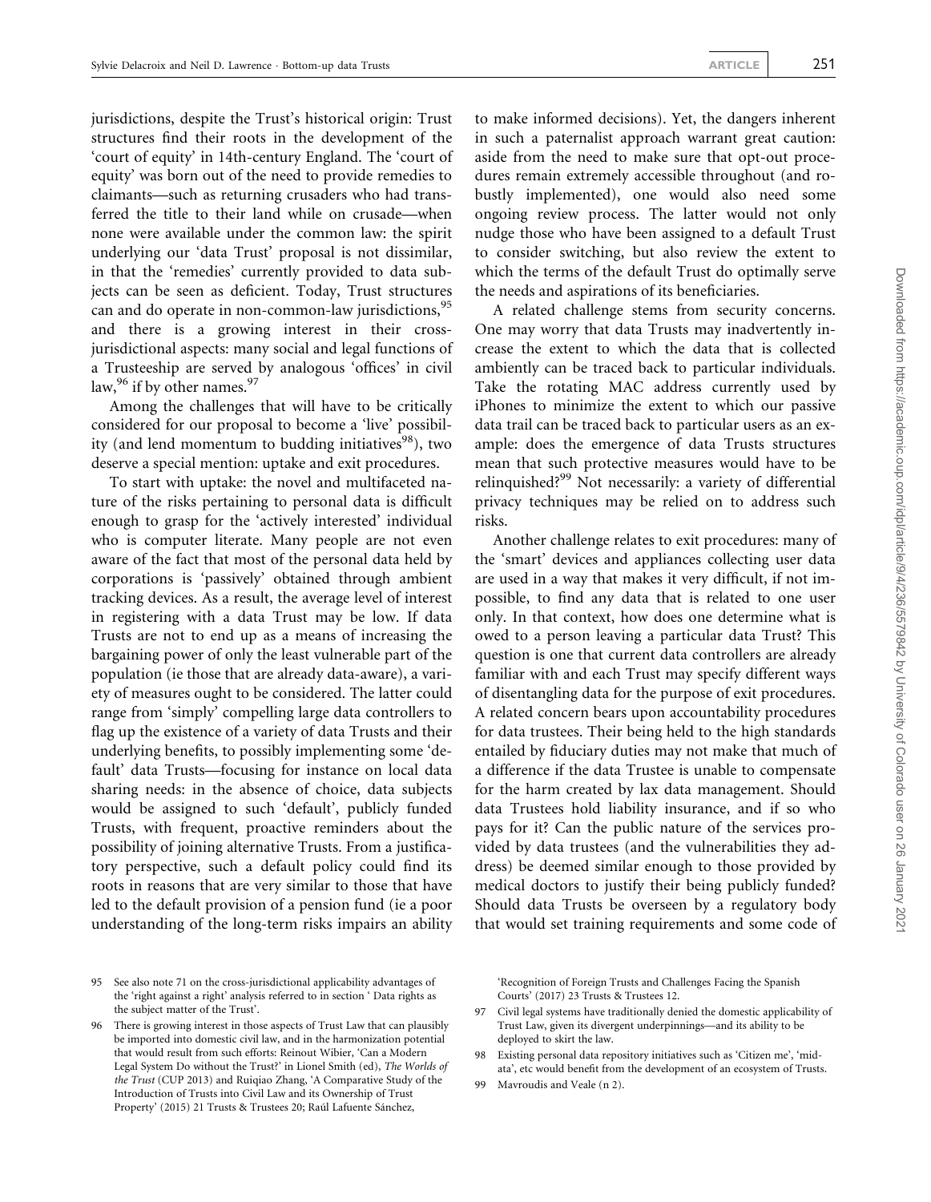jurisdictions, despite the Trust's historical origin: Trust structures find their roots in the development of the 'court of equity' in 14th-century England. The 'court of equity' was born out of the need to provide remedies to claimants—such as returning crusaders who had transferred the title to their land while on crusade—when none were available under the common law: the spirit underlying our 'data Trust' proposal is not dissimilar, in that the 'remedies' currently provided to data subjects can be seen as deficient. Today, Trust structures can and do operate in non-common-law jurisdictions,[95] and there is a growing interest in their cross-jurisdictional aspects: many social and legal functions of a Trusteeship are served by analogous 'offices' in civil law,[96] if by other names.[97]

Among the challenges that will have to be critically considered for our proposal to become a 'live' possibility (and lend momentum to budding initiatives[98]), two deserve a special mention: uptake and exit procedures.

To start with uptake: the novel and multifaceted nature of the risks pertaining to personal data is difficult enough to grasp for the 'actively interested' individual who is computer literate. Many people are not even aware of the fact that most of the personal data held by corporations is 'passively' obtained through ambient tracking devices. As a result, the average level of interest in registering with a data Trust may be low. If data Trusts are not to end up as a means of increasing the bargaining power of only the least vulnerable part of the population (ie those that are already data-aware), a variety of measures ought to be considered. The latter could range from 'simply' compelling large data controllers to flag up the existence of a variety of data Trusts and their underlying benefits, to possibly implementing some 'default' data Trusts—focusing for instance on local data sharing needs: in the absence of choice, data subjects would be assigned to such 'default', publicly funded Trusts, with frequent, proactive reminders about the possibility of joining alternative Trusts. From a justificatory perspective, such a default policy could find its roots in reasons that are very similar to those that have led to the default provision of a pension fund (ie a poor understanding of the long-term risks impairs an ability to make informed decisions). Yet, the dangers inherent in such a paternalist approach warrant great caution: aside from the need to make sure that opt-out procedures remain extremely accessible throughout (and robustly implemented), one would also need some ongoing review process. The latter would not only nudge those who have been assigned to a default Trust to consider switching, but also review the extent to which the terms of the default Trust do optimally serve the needs and aspirations of its beneficiaries.

A related challenge stems from security concerns. One may worry that data Trusts may inadvertently increase the extent to which the data that is collected ambiently can be traced back to particular individuals. Take the rotating MAC address currently used by iPhones to minimize the extent to which our passive data trail can be traced back to particular users as an example: does the emergence of data Trusts structures mean that such protective measures would have to be relinquished?[99] Not necessarily: a variety of differential privacy techniques may be relied on to address such risks.

Another challenge relates to exit procedures: many of the 'smart' devices and appliances collecting user data are used in a way that makes it very difficult, if not impossible, to find any data that is related to one user only. In that context, how does one determine what is owed to a person leaving a particular data Trust? This question is one that current data controllers are already familiar with and each Trust may specify different ways of disentangling data for the purpose of exit procedures. A related concern bears upon accountability procedures for data trustees. Their being held to the high standards entailed by fiduciary duties may not make that much of a difference if the data Trustee is unable to compensate for the harm created by lax data management. Should data Trustees hold liability insurance, and if so who pays for it? Can the public nature of the services provided by data trustees (and the vulnerabilities they address) be deemed similar enough to those provided by medical doctors to justify their being publicly funded? Should data Trusts be overseen by a regulatory body that would set training requirements and some code of

95 See also note 71 on the cross-jurisdictional applicability advantages of the 'right against a right' analysis referred to in section ' Data rights as the subject matter of the Trust'.

96 There is growing interest in those aspects of Trust Law that can plausibly be imported into domestic civil law, and in the harmonization potential that would result from such efforts: Reinout Wibier, 'Can a Modern Legal System Do without the Trust?' in Lionel Smith (ed), *The Worlds of the Trust* (CUP 2013) and Ruiqiao Zhang, 'A Comparative Study of the Introduction of Trusts into Civil Law and its Ownership of Trust Property' (2015) 21 Trusts & Trustees 20; Raúl Lafuente Sánchez, 'Recognition of Foreign Trusts and Challenges Facing the Spanish Courts' (2017) 23 Trusts & Trustees 12.

97 Civil legal systems have traditionally denied the domestic applicability of Trust Law, given its divergent underpinnings—and its ability to be deployed to skirt the law.

98 Existing personal data repository initiatives such as 'Citizen me', 'midata', etc would benefit from the development of an ecosystem of Trusts.

99 Mavroudis and Veale (n 2).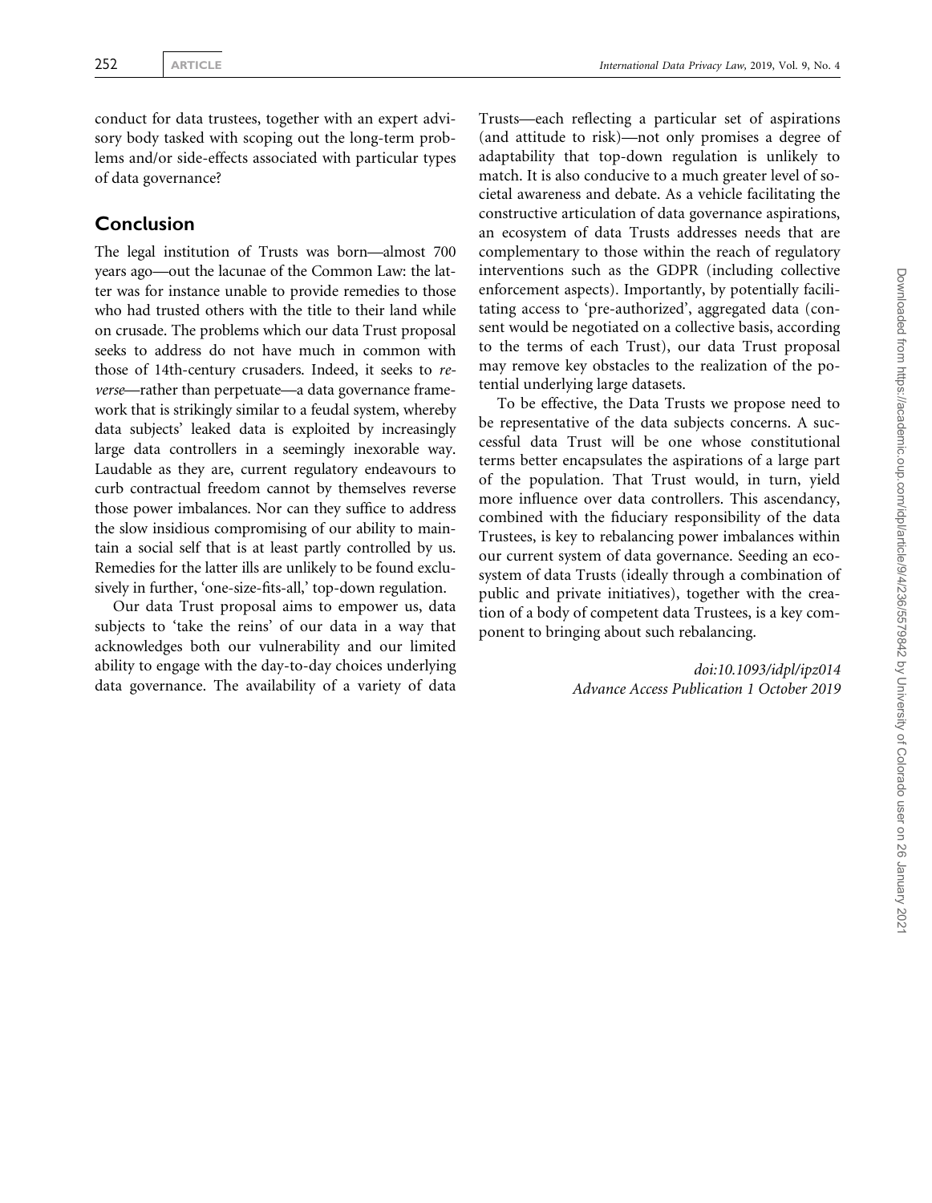conduct for data trustees, together with an expert advisory body tasked with scoping out the long-term problems and/or side-effects associated with particular types of data governance?

## Conclusion

The legal institution of Trusts was born—almost 700 years ago—out the lacunae of the Common Law: the latter was for instance unable to provide remedies to those who had trusted others with the title to their land while on crusade. The problems which our data Trust proposal seeks to address do not have much in common with those of 14th-century crusaders. Indeed, it seeks to *reverse*—rather than perpetuate—a data governance framework that is strikingly similar to a feudal system, whereby data subjects' leaked data is exploited by increasingly large data controllers in a seemingly inexorable way. Laudable as they are, current regulatory endeavours to curb contractual freedom cannot by themselves reverse those power imbalances. Nor can they suffice to address the slow insidious compromising of our ability to maintain a social self that is at least partly controlled by us. Remedies for the latter ills are unlikely to be found exclusively in further, 'one-size-fits-all,' top-down regulation.

Our data Trust proposal aims to empower us, data subjects to 'take the reins' of our data in a way that acknowledges both our vulnerability and our limited ability to engage with the day-to-day choices underlying data governance. The availability of a variety of data Trusts—each reflecting a particular set of aspirations (and attitude to risk)—not only promises a degree of adaptability that top-down regulation is unlikely to match. It is also conducive to a much greater level of societal awareness and debate. As a vehicle facilitating the constructive articulation of data governance aspirations, an ecosystem of data Trusts addresses needs that are complementary to those within the reach of regulatory interventions such as the GDPR (including collective enforcement aspects). Importantly, by potentially facilitating access to 'pre-authorized', aggregated data (consent would be negotiated on a collective basis, according to the terms of each Trust), our data Trust proposal may remove key obstacles to the realization of the potential underlying large datasets.

To be effective, the Data Trusts we propose need to be representative of the data subjects concerns. A successful data Trust will be one whose constitutional terms better encapsulates the aspirations of a large part of the population. That Trust would, in turn, yield more influence over data controllers. This ascendancy, combined with the fiduciary responsibility of the data Trustees, is key to rebalancing power imbalances within our current system of data governance. Seeding an ecosystem of data Trusts (ideally through a combination of public and private initiatives), together with the creation of a body of competent data Trustees, is a key component to bringing about such rebalancing.

*doi:10.1093/idpl/ipz014*
*Advance Access Publication 1 October 2019*